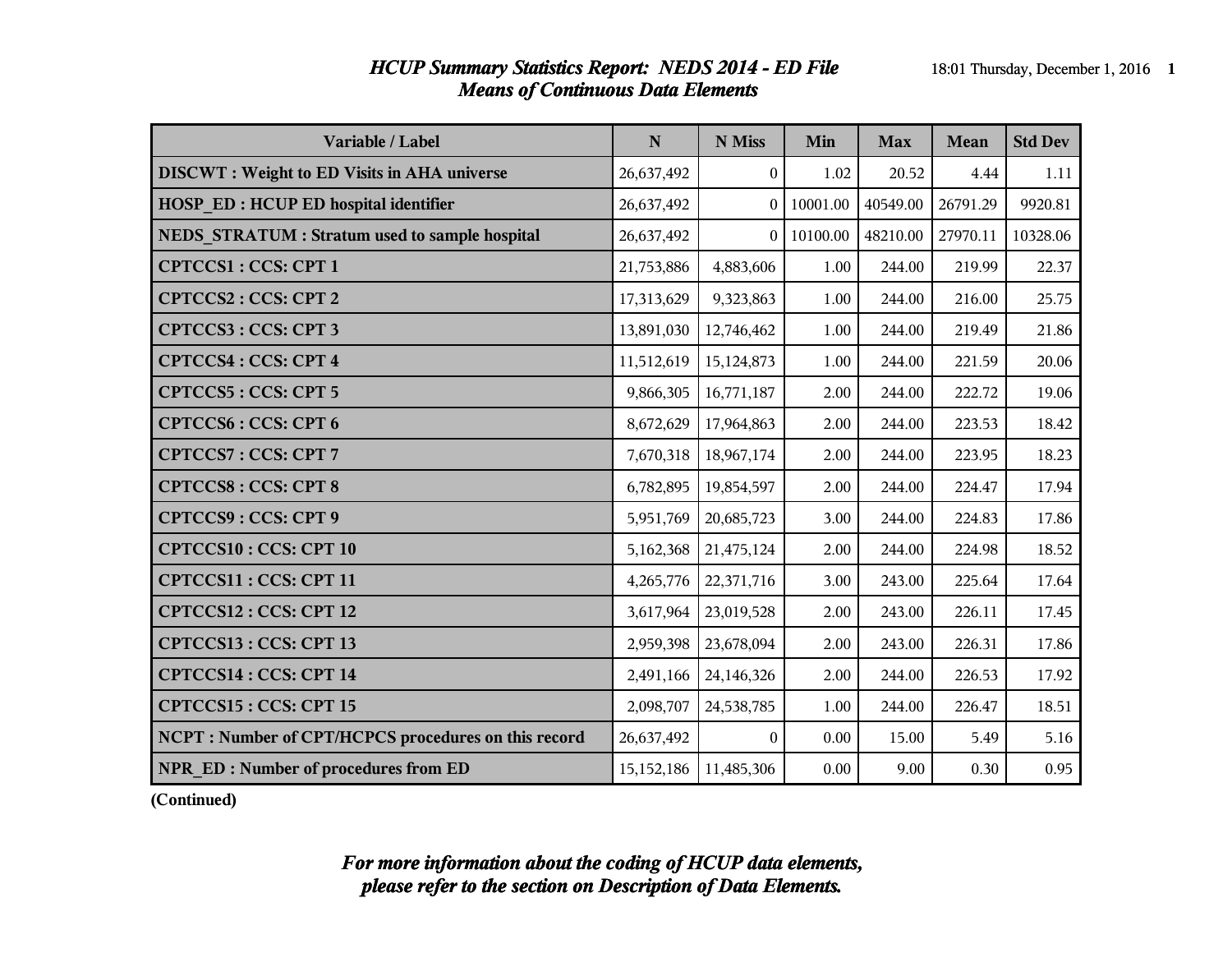# *HCUP Summary Statistics Report: NEDS 2014 - ED File*
## *Means of Continuous Data Elements*

| Variable / Label | N | N Miss | Min | Max | Mean | Std Dev |
|---|---|---|---|---|---|---|
| **DISCWT : Weight to ED Visits in AHA universe** | 26,637,492 | 0 | 1.02 | 20.52 | 4.44 | 1.11 |
| **HOSP_ED : HCUP ED hospital identifier** | 26,637,492 | 0 | 10001.00 | 40549.00 | 26791.29 | 9920.81 |
| **NEDS_STRATUM : Stratum used to sample hospital** | 26,637,492 | 0 | 10100.00 | 48210.00 | 27970.11 | 10328.06 |
| **CPTCCS1 : CCS: CPT 1** | 21,753,886 | 4,883,606 | 1.00 | 244.00 | 219.99 | 22.37 |
| **CPTCCS2 : CCS: CPT 2** | 17,313,629 | 9,323,863 | 1.00 | 244.00 | 216.00 | 25.75 |
| **CPTCCS3 : CCS: CPT 3** | 13,891,030 | 12,746,462 | 1.00 | 244.00 | 219.49 | 21.86 |
| **CPTCCS4 : CCS: CPT 4** | 11,512,619 | 15,124,873 | 1.00 | 244.00 | 221.59 | 20.06 |
| **CPTCCS5 : CCS: CPT 5** | 9,866,305 | 16,771,187 | 2.00 | 244.00 | 222.72 | 19.06 |
| **CPTCCS6 : CCS: CPT 6** | 8,672,629 | 17,964,863 | 2.00 | 244.00 | 223.53 | 18.42 |
| **CPTCCS7 : CCS: CPT 7** | 7,670,318 | 18,967,174 | 2.00 | 244.00 | 223.95 | 18.23 |
| **CPTCCS8 : CCS: CPT 8** | 6,782,895 | 19,854,597 | 2.00 | 244.00 | 224.47 | 17.94 |
| **CPTCCS9 : CCS: CPT 9** | 5,951,769 | 20,685,723 | 3.00 | 244.00 | 224.83 | 17.86 |
| **CPTCCS10 : CCS: CPT 10** | 5,162,368 | 21,475,124 | 2.00 | 244.00 | 224.98 | 18.52 |
| **CPTCCS11 : CCS: CPT 11** | 4,265,776 | 22,371,716 | 3.00 | 243.00 | 225.64 | 17.64 |
| **CPTCCS12 : CCS: CPT 12** | 3,617,964 | 23,019,528 | 2.00 | 243.00 | 226.11 | 17.45 |
| **CPTCCS13 : CCS: CPT 13** | 2,959,398 | 23,678,094 | 2.00 | 243.00 | 226.31 | 17.86 |
| **CPTCCS14 : CCS: CPT 14** | 2,491,166 | 24,146,326 | 2.00 | 244.00 | 226.53 | 17.92 |
| **CPTCCS15 : CCS: CPT 15** | 2,098,707 | 24,538,785 | 1.00 | 244.00 | 226.47 | 18.51 |
| **NCPT : Number of CPT/HCPCS procedures on this record** | 26,637,492 | 0 | 0.00 | 15.00 | 5.49 | 5.16 |
| **NPR_ED : Number of procedures from ED** | 15,152,186 | 11,485,306 | 0.00 | 9.00 | 0.30 | 0.95 |

**(Continued)**

***For more information about the coding of HCUP data elements, please refer to the section on Description of Data Elements.***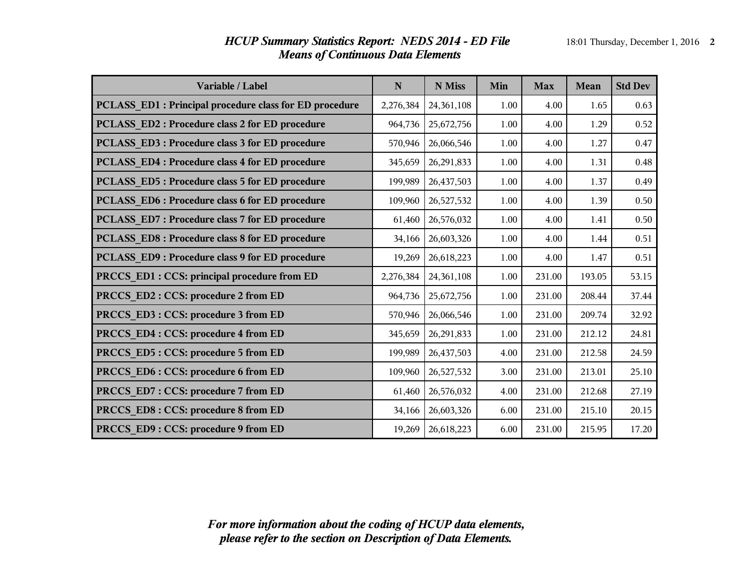*HCUP Summary Statistics Report: NEDS 2014 - ED File*
*Means of Continuous Data Elements*

| Variable / Label | N | N Miss | Min | Max | Mean | Std Dev |
|---|---|---|---|---|---|---|
| PCLASS_ED1 : Principal procedure class for ED procedure | 2,276,384 | 24,361,108 | 1.00 | 4.00 | 1.65 | 0.63 |
| PCLASS_ED2 : Procedure class 2 for ED procedure | 964,736 | 25,672,756 | 1.00 | 4.00 | 1.29 | 0.52 |
| PCLASS_ED3 : Procedure class 3 for ED procedure | 570,946 | 26,066,546 | 1.00 | 4.00 | 1.27 | 0.47 |
| PCLASS_ED4 : Procedure class 4 for ED procedure | 345,659 | 26,291,833 | 1.00 | 4.00 | 1.31 | 0.48 |
| PCLASS_ED5 : Procedure class 5 for ED procedure | 199,989 | 26,437,503 | 1.00 | 4.00 | 1.37 | 0.49 |
| PCLASS_ED6 : Procedure class 6 for ED procedure | 109,960 | 26,527,532 | 1.00 | 4.00 | 1.39 | 0.50 |
| PCLASS_ED7 : Procedure class 7 for ED procedure | 61,460 | 26,576,032 | 1.00 | 4.00 | 1.41 | 0.50 |
| PCLASS_ED8 : Procedure class 8 for ED procedure | 34,166 | 26,603,326 | 1.00 | 4.00 | 1.44 | 0.51 |
| PCLASS_ED9 : Procedure class 9 for ED procedure | 19,269 | 26,618,223 | 1.00 | 4.00 | 1.47 | 0.51 |
| PRCCS_ED1 : CCS: principal procedure from ED | 2,276,384 | 24,361,108 | 1.00 | 231.00 | 193.05 | 53.15 |
| PRCCS_ED2 : CCS: procedure 2 from ED | 964,736 | 25,672,756 | 1.00 | 231.00 | 208.44 | 37.44 |
| PRCCS_ED3 : CCS: procedure 3 from ED | 570,946 | 26,066,546 | 1.00 | 231.00 | 209.74 | 32.92 |
| PRCCS_ED4 : CCS: procedure 4 from ED | 345,659 | 26,291,833 | 1.00 | 231.00 | 212.12 | 24.81 |
| PRCCS_ED5 : CCS: procedure 5 from ED | 199,989 | 26,437,503 | 4.00 | 231.00 | 212.58 | 24.59 |
| PRCCS_ED6 : CCS: procedure 6 from ED | 109,960 | 26,527,532 | 3.00 | 231.00 | 213.01 | 25.10 |
| PRCCS_ED7 : CCS: procedure 7 from ED | 61,460 | 26,576,032 | 4.00 | 231.00 | 212.68 | 27.19 |
| PRCCS_ED8 : CCS: procedure 8 from ED | 34,166 | 26,603,326 | 6.00 | 231.00 | 215.10 | 20.15 |
| PRCCS_ED9 : CCS: procedure 9 from ED | 19,269 | 26,618,223 | 6.00 | 231.00 | 215.95 | 17.20 |

*For more information about the coding of HCUP data elements, please refer to the section on Description of Data Elements.*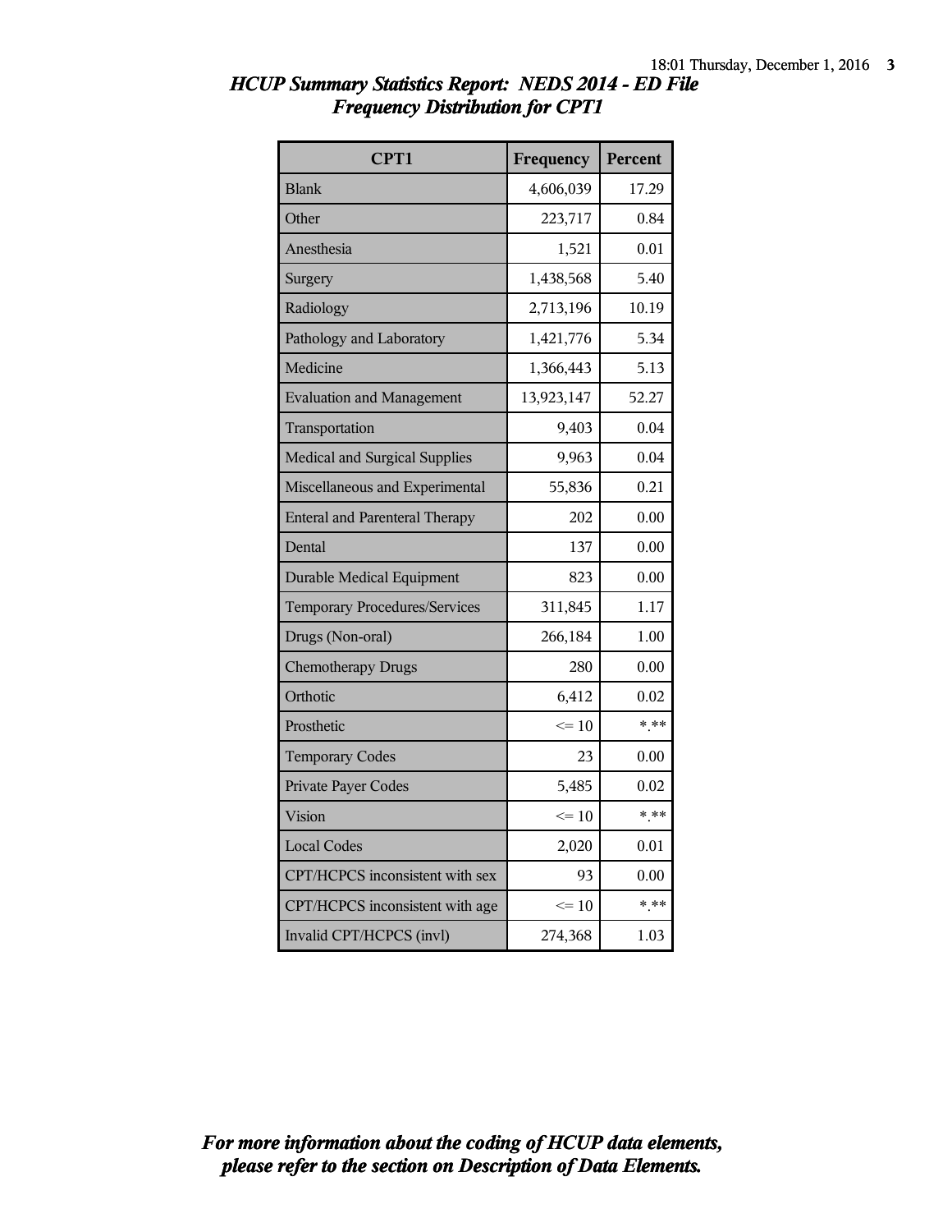## *HCUP Summary Statistics Report: NEDS 2014 - ED File*
## *Frequency Distribution for CPT1*

| CPT1 | Frequency | Percent |
|---|---|---|
| Blank | 4,606,039 | 17.29 |
| Other | 223,717 | 0.84 |
| Anesthesia | 1,521 | 0.01 |
| Surgery | 1,438,568 | 5.40 |
| Radiology | 2,713,196 | 10.19 |
| Pathology and Laboratory | 1,421,776 | 5.34 |
| Medicine | 1,366,443 | 5.13 |
| Evaluation and Management | 13,923,147 | 52.27 |
| Transportation | 9,403 | 0.04 |
| Medical and Surgical Supplies | 9,963 | 0.04 |
| Miscellaneous and Experimental | 55,836 | 0.21 |
| Enteral and Parenteral Therapy | 202 | 0.00 |
| Dental | 137 | 0.00 |
| Durable Medical Equipment | 823 | 0.00 |
| Temporary Procedures/Services | 311,845 | 1.17 |
| Drugs (Non-oral) | 266,184 | 1.00 |
| Chemotherapy Drugs | 280 | 0.00 |
| Orthotic | 6,412 | 0.02 |
| Prosthetic | <= 10 | *.** |
| Temporary Codes | 23 | 0.00 |
| Private Payer Codes | 5,485 | 0.02 |
| Vision | <= 10 | *.** |
| Local Codes | 2,020 | 0.01 |
| CPT/HCPCS inconsistent with sex | 93 | 0.00 |
| CPT/HCPCS inconsistent with age | <= 10 | *.** |
| Invalid CPT/HCPCS (invl) | 274,368 | 1.03 |

*For more information about the coding of HCUP data elements, please refer to the section on Description of Data Elements.*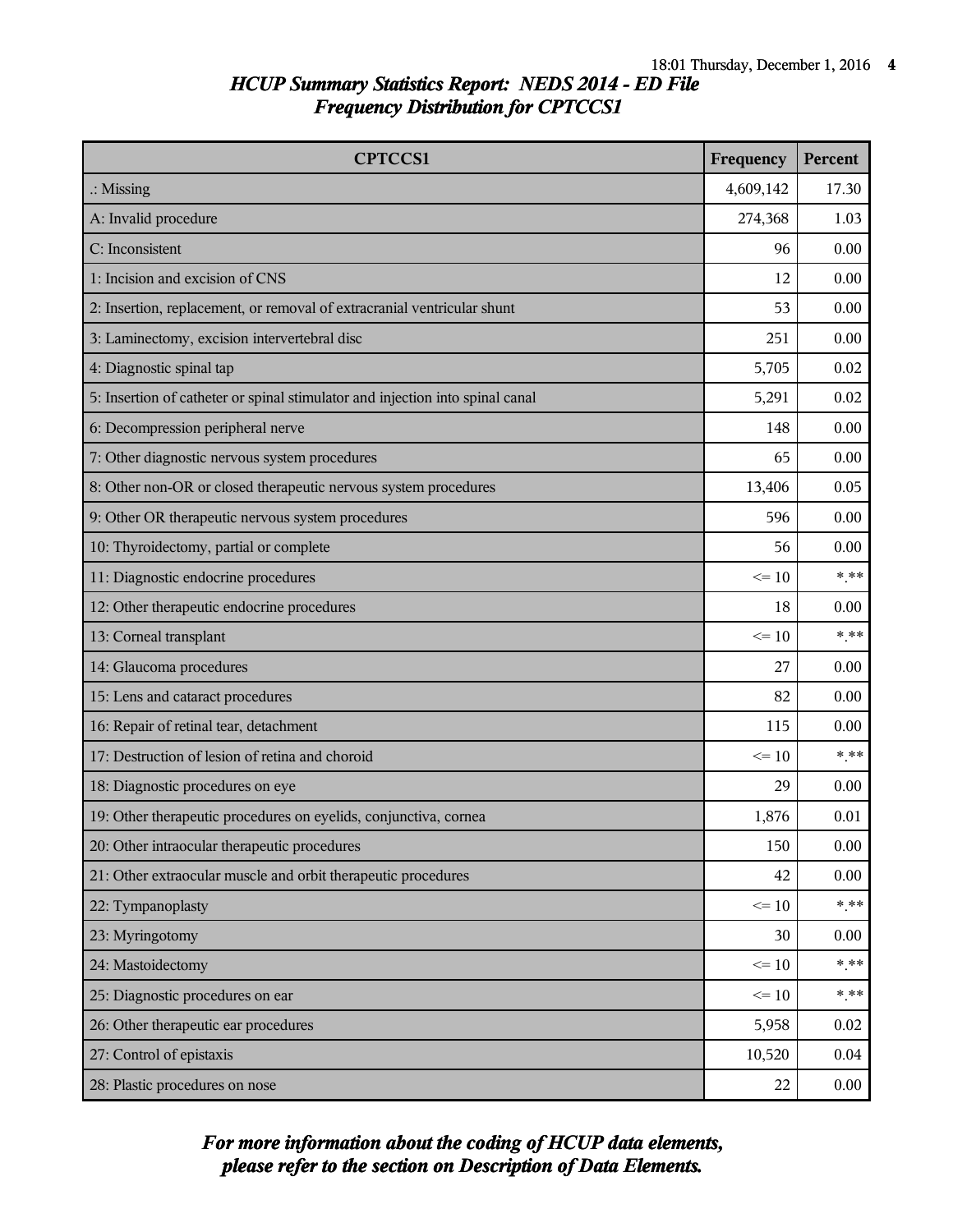## *HCUP Summary Statistics Report: NEDS 2014 - ED File*
## *Frequency Distribution for CPTCCS1*

| CPTCCS1 | Frequency | Percent |
|---|---|---|
| .: Missing | 4,609,142 | 17.30 |
| A: Invalid procedure | 274,368 | 1.03 |
| C: Inconsistent | 96 | 0.00 |
| 1: Incision and excision of CNS | 12 | 0.00 |
| 2: Insertion, replacement, or removal of extracranial ventricular shunt | 53 | 0.00 |
| 3: Laminectomy, excision intervertebral disc | 251 | 0.00 |
| 4: Diagnostic spinal tap | 5,705 | 0.02 |
| 5: Insertion of catheter or spinal stimulator and injection into spinal canal | 5,291 | 0.02 |
| 6: Decompression peripheral nerve | 148 | 0.00 |
| 7: Other diagnostic nervous system procedures | 65 | 0.00 |
| 8: Other non-OR or closed therapeutic nervous system procedures | 13,406 | 0.05 |
| 9: Other OR therapeutic nervous system procedures | 596 | 0.00 |
| 10: Thyroidectomy, partial or complete | 56 | 0.00 |
| 11: Diagnostic endocrine procedures | <= 10 | *.** |
| 12: Other therapeutic endocrine procedures | 18 | 0.00 |
| 13: Corneal transplant | <= 10 | *.** |
| 14: Glaucoma procedures | 27 | 0.00 |
| 15: Lens and cataract procedures | 82 | 0.00 |
| 16: Repair of retinal tear, detachment | 115 | 0.00 |
| 17: Destruction of lesion of retina and choroid | <= 10 | *.** |
| 18: Diagnostic procedures on eye | 29 | 0.00 |
| 19: Other therapeutic procedures on eyelids, conjunctiva, cornea | 1,876 | 0.01 |
| 20: Other intraocular therapeutic procedures | 150 | 0.00 |
| 21: Other extraocular muscle and orbit therapeutic procedures | 42 | 0.00 |
| 22: Tympanoplasty | <= 10 | *.** |
| 23: Myringotomy | 30 | 0.00 |
| 24: Mastoidectomy | <= 10 | *.** |
| 25: Diagnostic procedures on ear | <= 10 | *.** |
| 26: Other therapeutic ear procedures | 5,958 | 0.02 |
| 27: Control of epistaxis | 10,520 | 0.04 |
| 28: Plastic procedures on nose | 22 | 0.00 |

***For more information about the coding of HCUP data elements, please refer to the section on Description of Data Elements.***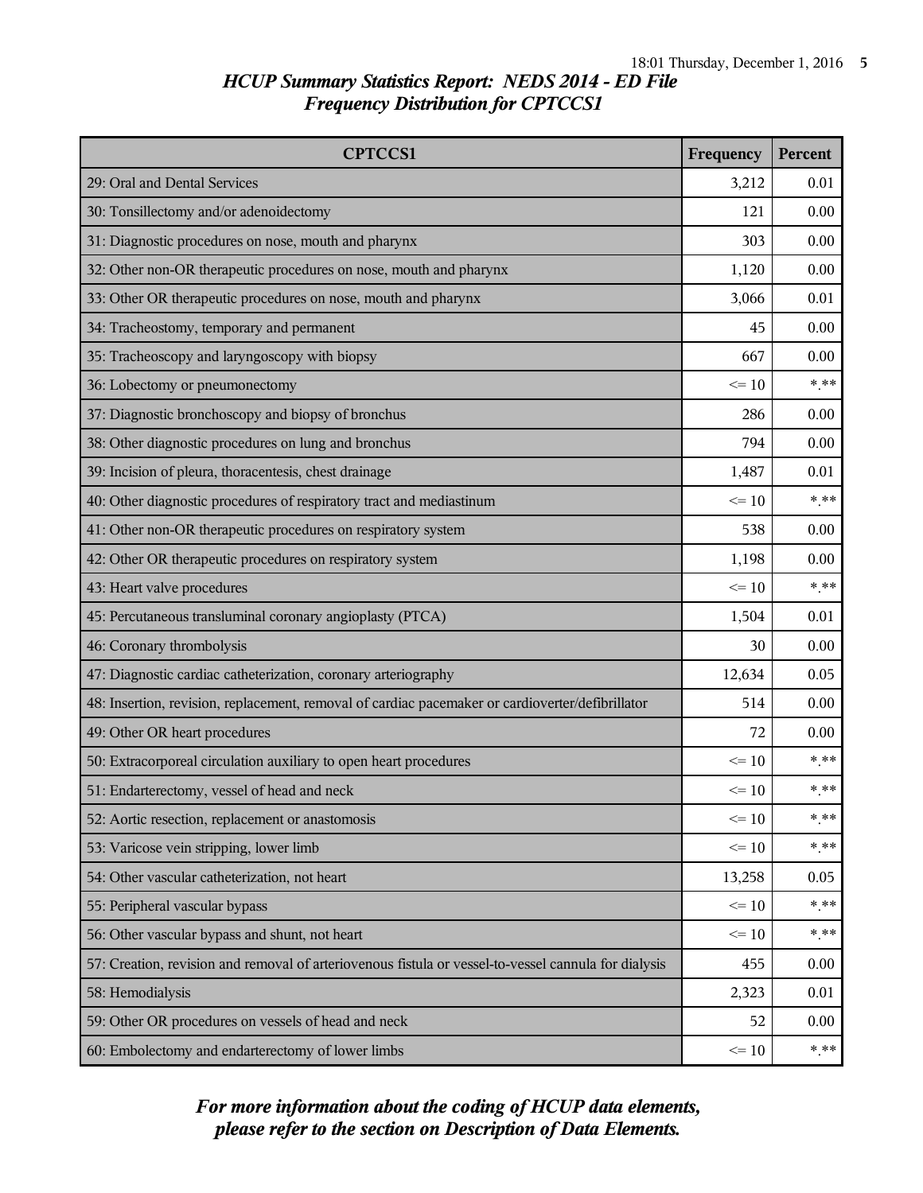## *HCUP Summary Statistics Report: NEDS 2014 - ED File*
## *Frequency Distribution for CPTCCS1*

| CPTCCS1 | Frequency | Percent |
|---|---|---|
| 29: Oral and Dental Services | 3,212 | 0.01 |
| 30: Tonsillectomy and/or adenoidectomy | 121 | 0.00 |
| 31: Diagnostic procedures on nose, mouth and pharynx | 303 | 0.00 |
| 32: Other non-OR therapeutic procedures on nose, mouth and pharynx | 1,120 | 0.00 |
| 33: Other OR therapeutic procedures on nose, mouth and pharynx | 3,066 | 0.01 |
| 34: Tracheostomy, temporary and permanent | 45 | 0.00 |
| 35: Tracheoscopy and laryngoscopy with biopsy | 667 | 0.00 |
| 36: Lobectomy or pneumonectomy | <= 10 | *.** |
| 37: Diagnostic bronchoscopy and biopsy of bronchus | 286 | 0.00 |
| 38: Other diagnostic procedures on lung and bronchus | 794 | 0.00 |
| 39: Incision of pleura, thoracentesis, chest drainage | 1,487 | 0.01 |
| 40: Other diagnostic procedures of respiratory tract and mediastinum | <= 10 | *.** |
| 41: Other non-OR therapeutic procedures on respiratory system | 538 | 0.00 |
| 42: Other OR therapeutic procedures on respiratory system | 1,198 | 0.00 |
| 43: Heart valve procedures | <= 10 | *.** |
| 45: Percutaneous transluminal coronary angioplasty (PTCA) | 1,504 | 0.01 |
| 46: Coronary thrombolysis | 30 | 0.00 |
| 47: Diagnostic cardiac catheterization, coronary arteriography | 12,634 | 0.05 |
| 48: Insertion, revision, replacement, removal of cardiac pacemaker or cardioverter/defibrillator | 514 | 0.00 |
| 49: Other OR heart procedures | 72 | 0.00 |
| 50: Extracorporeal circulation auxiliary to open heart procedures | <= 10 | *.** |
| 51: Endarterectomy, vessel of head and neck | <= 10 | *.** |
| 52: Aortic resection, replacement or anastomosis | <= 10 | *.** |
| 53: Varicose vein stripping, lower limb | <= 10 | *.** |
| 54: Other vascular catheterization, not heart | 13,258 | 0.05 |
| 55: Peripheral vascular bypass | <= 10 | *.** |
| 56: Other vascular bypass and shunt, not heart | <= 10 | *.** |
| 57: Creation, revision and removal of arteriovenous fistula or vessel-to-vessel cannula for dialysis | 455 | 0.00 |
| 58: Hemodialysis | 2,323 | 0.01 |
| 59: Other OR procedures on vessels of head and neck | 52 | 0.00 |
| 60: Embolectomy and endarterectomy of lower limbs | <= 10 | *.** |

***For more information about the coding of HCUP data elements, please refer to the section on Description of Data Elements.***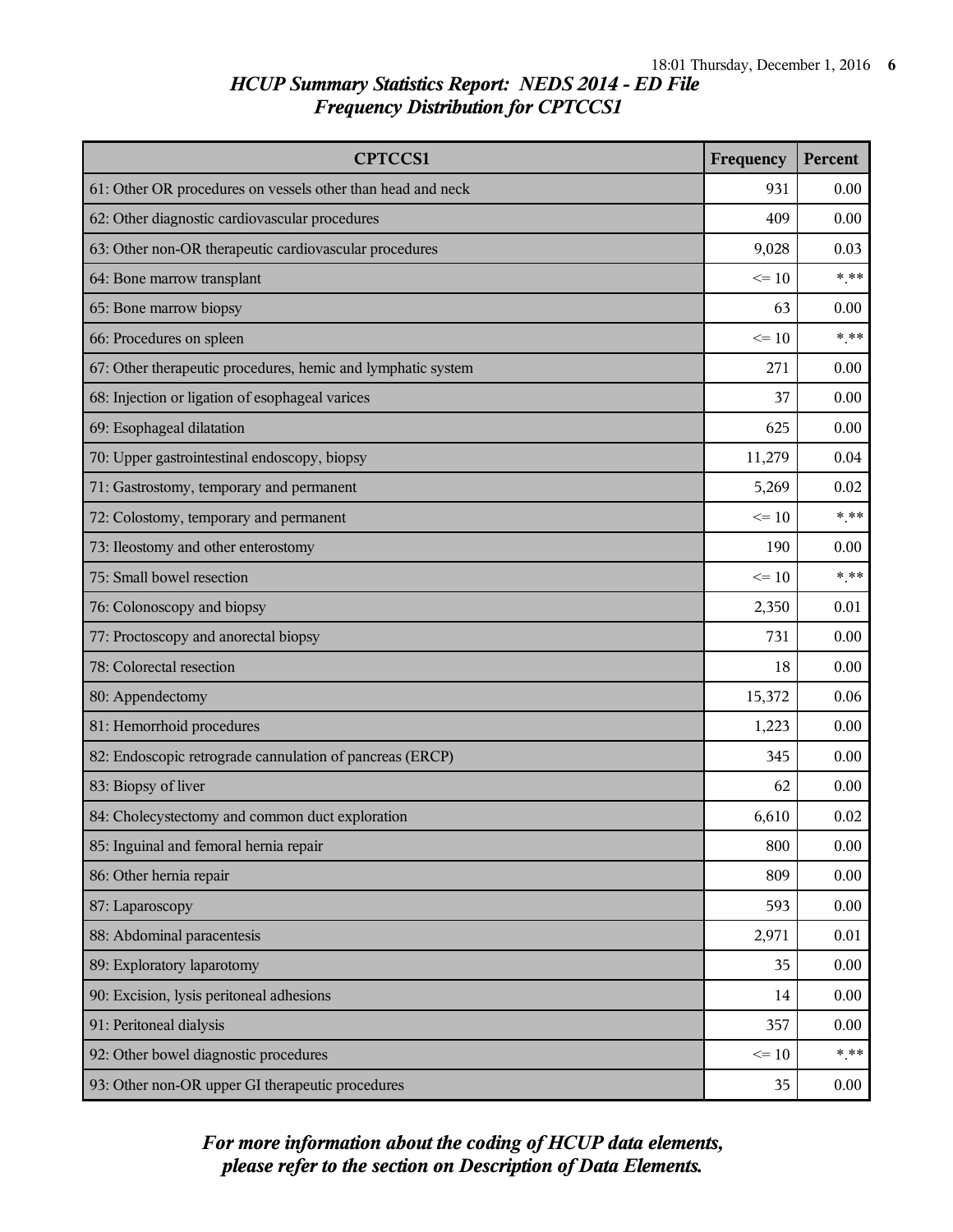## *HCUP Summary Statistics Report: NEDS 2014 - ED File*
## *Frequency Distribution for CPTCCS1*

| CPTCCS1 | Frequency | Percent |
|---|---|---|
| 61: Other OR procedures on vessels other than head and neck | 931 | 0.00 |
| 62: Other diagnostic cardiovascular procedures | 409 | 0.00 |
| 63: Other non-OR therapeutic cardiovascular procedures | 9,028 | 0.03 |
| 64: Bone marrow transplant | <= 10 | *.** |
| 65: Bone marrow biopsy | 63 | 0.00 |
| 66: Procedures on spleen | <= 10 | *.** |
| 67: Other therapeutic procedures, hemic and lymphatic system | 271 | 0.00 |
| 68: Injection or ligation of esophageal varices | 37 | 0.00 |
| 69: Esophageal dilatation | 625 | 0.00 |
| 70: Upper gastrointestinal endoscopy, biopsy | 11,279 | 0.04 |
| 71: Gastrostomy, temporary and permanent | 5,269 | 0.02 |
| 72: Colostomy, temporary and permanent | <= 10 | *.** |
| 73: Ileostomy and other enterostomy | 190 | 0.00 |
| 75: Small bowel resection | <= 10 | *.** |
| 76: Colonoscopy and biopsy | 2,350 | 0.01 |
| 77: Proctoscopy and anorectal biopsy | 731 | 0.00 |
| 78: Colorectal resection | 18 | 0.00 |
| 80: Appendectomy | 15,372 | 0.06 |
| 81: Hemorrhoid procedures | 1,223 | 0.00 |
| 82: Endoscopic retrograde cannulation of pancreas (ERCP) | 345 | 0.00 |
| 83: Biopsy of liver | 62 | 0.00 |
| 84: Cholecystectomy and common duct exploration | 6,610 | 0.02 |
| 85: Inguinal and femoral hernia repair | 800 | 0.00 |
| 86: Other hernia repair | 809 | 0.00 |
| 87: Laparoscopy | 593 | 0.00 |
| 88: Abdominal paracentesis | 2,971 | 0.01 |
| 89: Exploratory laparotomy | 35 | 0.00 |
| 90: Excision, lysis peritoneal adhesions | 14 | 0.00 |
| 91: Peritoneal dialysis | 357 | 0.00 |
| 92: Other bowel diagnostic procedures | <= 10 | *.** |
| 93: Other non-OR upper GI therapeutic procedures | 35 | 0.00 |

***For more information about the coding of HCUP data elements, please refer to the section on Description of Data Elements.***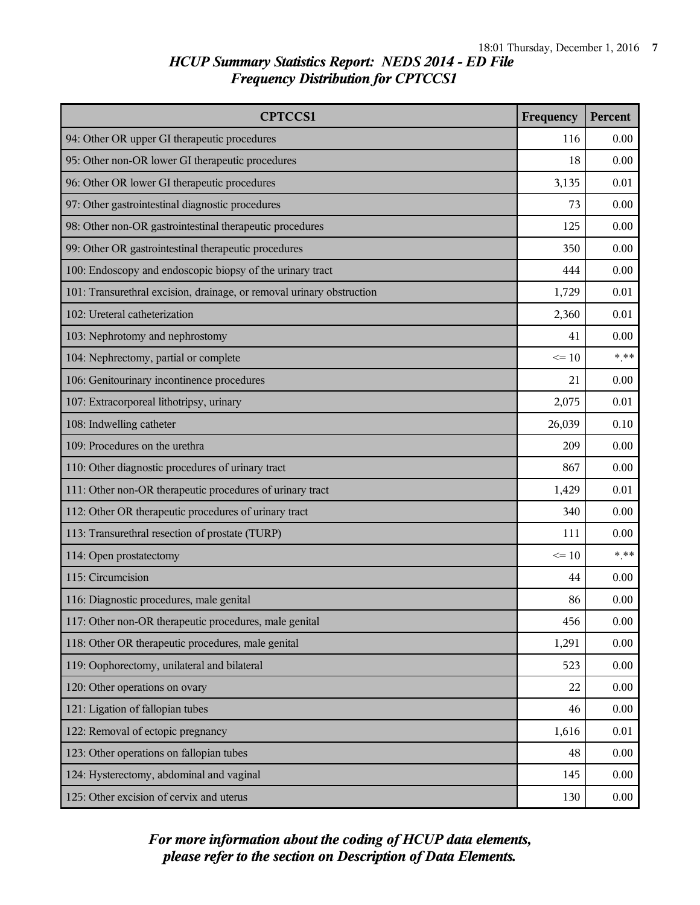# *HCUP Summary Statistics Report: NEDS 2014 - ED File*
## *Frequency Distribution for CPTCCS1*

| CPTCCS1 | Frequency | Percent |
|---|---|---|
| 94: Other OR upper GI therapeutic procedures | 116 | 0.00 |
| 95: Other non-OR lower GI therapeutic procedures | 18 | 0.00 |
| 96: Other OR lower GI therapeutic procedures | 3,135 | 0.01 |
| 97: Other gastrointestinal diagnostic procedures | 73 | 0.00 |
| 98: Other non-OR gastrointestinal therapeutic procedures | 125 | 0.00 |
| 99: Other OR gastrointestinal therapeutic procedures | 350 | 0.00 |
| 100: Endoscopy and endoscopic biopsy of the urinary tract | 444 | 0.00 |
| 101: Transurethral excision, drainage, or removal urinary obstruction | 1,729 | 0.01 |
| 102: Ureteral catheterization | 2,360 | 0.01 |
| 103: Nephrotomy and nephrostomy | 41 | 0.00 |
| 104: Nephrectomy, partial or complete | <= 10 | *.** |
| 106: Genitourinary incontinence procedures | 21 | 0.00 |
| 107: Extracorporeal lithotripsy, urinary | 2,075 | 0.01 |
| 108: Indwelling catheter | 26,039 | 0.10 |
| 109: Procedures on the urethra | 209 | 0.00 |
| 110: Other diagnostic procedures of urinary tract | 867 | 0.00 |
| 111: Other non-OR therapeutic procedures of urinary tract | 1,429 | 0.01 |
| 112: Other OR therapeutic procedures of urinary tract | 340 | 0.00 |
| 113: Transurethral resection of prostate (TURP) | 111 | 0.00 |
| 114: Open prostatectomy | <= 10 | *.** |
| 115: Circumcision | 44 | 0.00 |
| 116: Diagnostic procedures, male genital | 86 | 0.00 |
| 117: Other non-OR therapeutic procedures, male genital | 456 | 0.00 |
| 118: Other OR therapeutic procedures, male genital | 1,291 | 0.00 |
| 119: Oophorectomy, unilateral and bilateral | 523 | 0.00 |
| 120: Other operations on ovary | 22 | 0.00 |
| 121: Ligation of fallopian tubes | 46 | 0.00 |
| 122: Removal of ectopic pregnancy | 1,616 | 0.01 |
| 123: Other operations on fallopian tubes | 48 | 0.00 |
| 124: Hysterectomy, abdominal and vaginal | 145 | 0.00 |
| 125: Other excision of cervix and uterus | 130 | 0.00 |

***For more information about the coding of HCUP data elements, please refer to the section on Description of Data Elements.***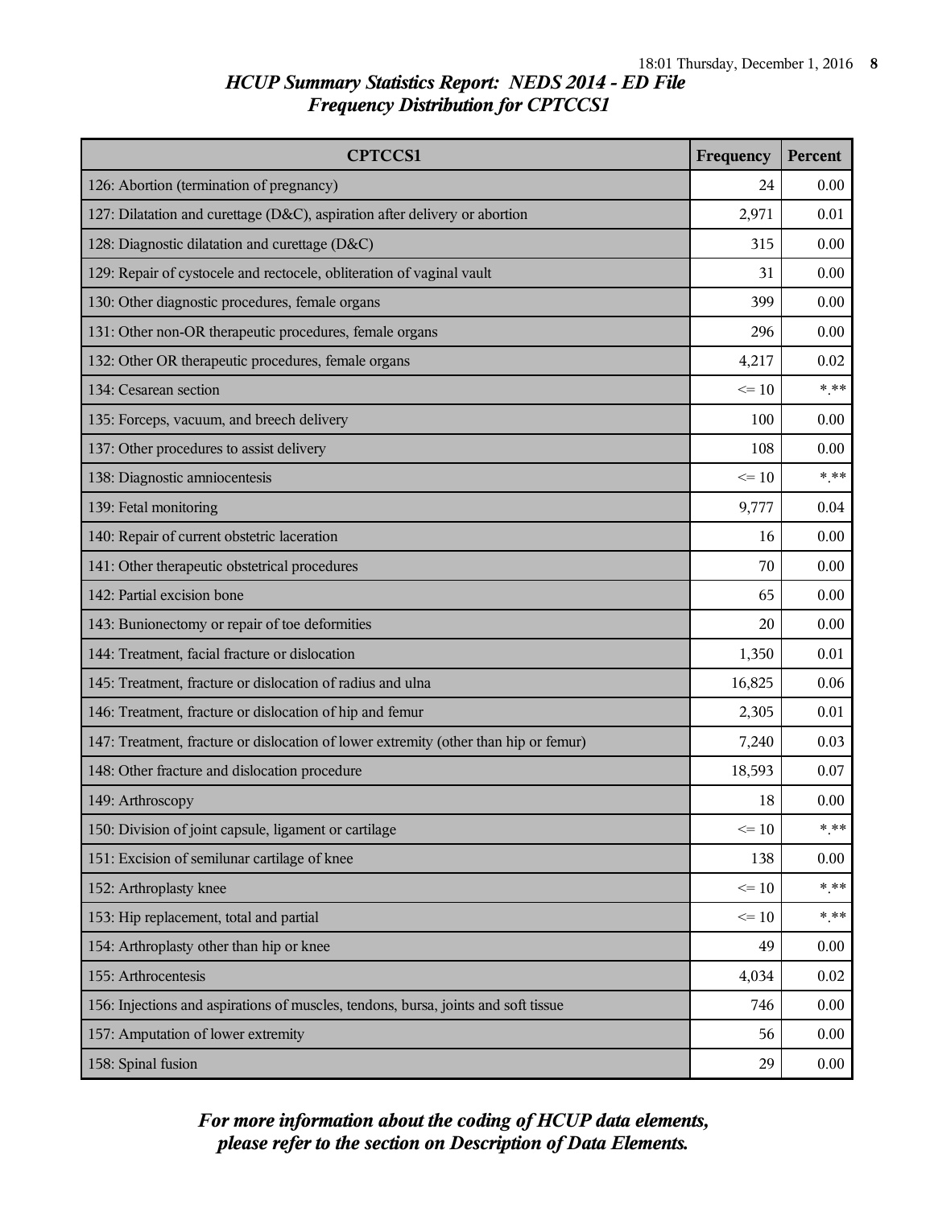## *HCUP Summary Statistics Report: NEDS 2014 - ED File*
## *Frequency Distribution for CPTCCS1*

| CPTCCS1 | Frequency | Percent |
|---|---|---|
| 126: Abortion (termination of pregnancy) | 24 | 0.00 |
| 127: Dilatation and curettage (D&C), aspiration after delivery or abortion | 2,971 | 0.01 |
| 128: Diagnostic dilatation and curettage (D&C) | 315 | 0.00 |
| 129: Repair of cystocele and rectocele, obliteration of vaginal vault | 31 | 0.00 |
| 130: Other diagnostic procedures, female organs | 399 | 0.00 |
| 131: Other non-OR therapeutic procedures, female organs | 296 | 0.00 |
| 132: Other OR therapeutic procedures, female organs | 4,217 | 0.02 |
| 134: Cesarean section | <= 10 | *.** |
| 135: Forceps, vacuum, and breech delivery | 100 | 0.00 |
| 137: Other procedures to assist delivery | 108 | 0.00 |
| 138: Diagnostic amniocentesis | <= 10 | *.** |
| 139: Fetal monitoring | 9,777 | 0.04 |
| 140: Repair of current obstetric laceration | 16 | 0.00 |
| 141: Other therapeutic obstetrical procedures | 70 | 0.00 |
| 142: Partial excision bone | 65 | 0.00 |
| 143: Bunionectomy or repair of toe deformities | 20 | 0.00 |
| 144: Treatment, facial fracture or dislocation | 1,350 | 0.01 |
| 145: Treatment, fracture or dislocation of radius and ulna | 16,825 | 0.06 |
| 146: Treatment, fracture or dislocation of hip and femur | 2,305 | 0.01 |
| 147: Treatment, fracture or dislocation of lower extremity (other than hip or femur) | 7,240 | 0.03 |
| 148: Other fracture and dislocation procedure | 18,593 | 0.07 |
| 149: Arthroscopy | 18 | 0.00 |
| 150: Division of joint capsule, ligament or cartilage | <= 10 | *.** |
| 151: Excision of semilunar cartilage of knee | 138 | 0.00 |
| 152: Arthroplasty knee | <= 10 | *.** |
| 153: Hip replacement, total and partial | <= 10 | *.** |
| 154: Arthroplasty other than hip or knee | 49 | 0.00 |
| 155: Arthrocentesis | 4,034 | 0.02 |
| 156: Injections and aspirations of muscles, tendons, bursa, joints and soft tissue | 746 | 0.00 |
| 157: Amputation of lower extremity | 56 | 0.00 |
| 158: Spinal fusion | 29 | 0.00 |

***For more information about the coding of HCUP data elements, please refer to the section on Description of Data Elements.***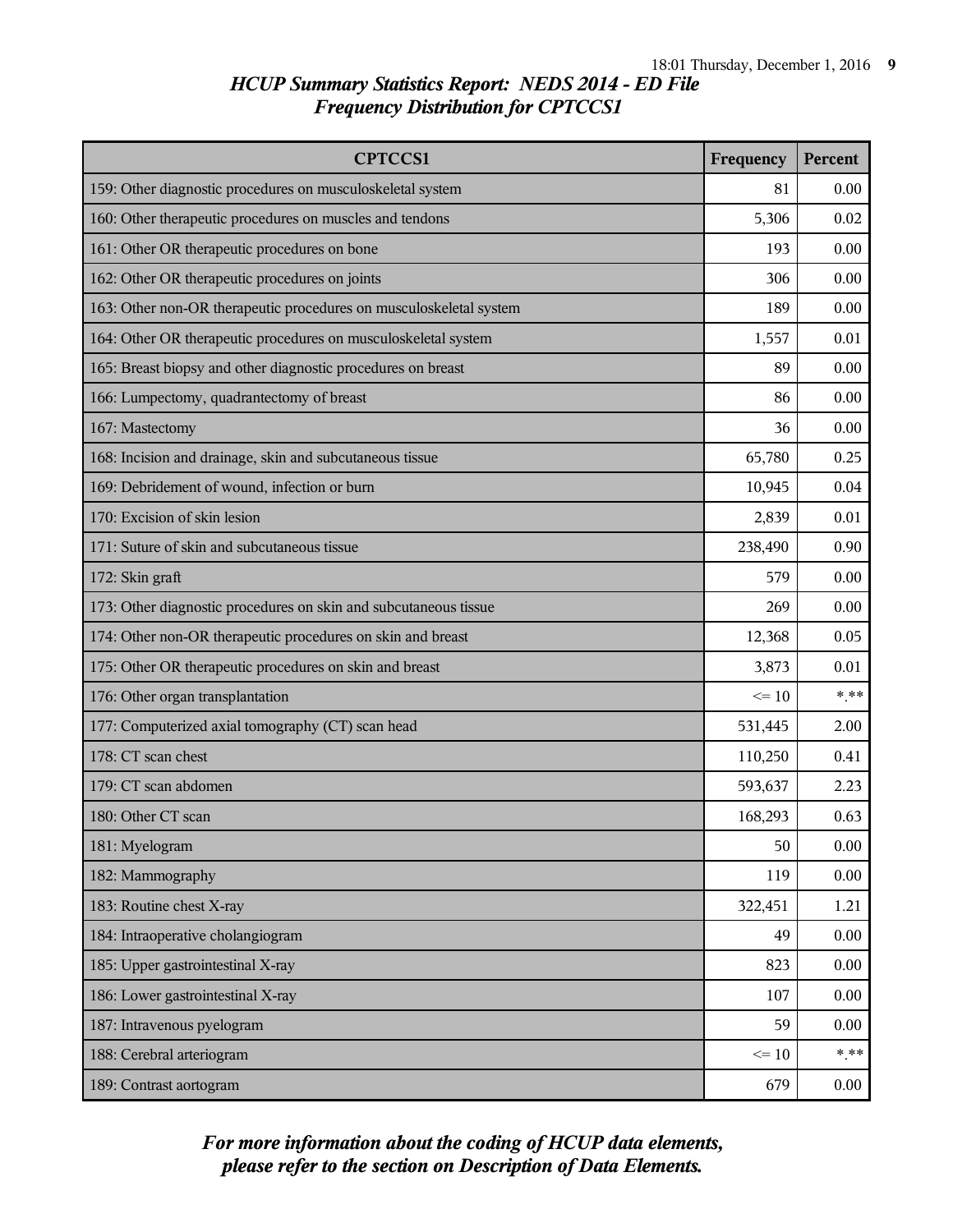# *HCUP Summary Statistics Report: NEDS 2014 - ED File*
## *Frequency Distribution for CPTCCS1*

| CPTCCS1 | Frequency | Percent |
|---|---|---|
| 159: Other diagnostic procedures on musculoskeletal system | 81 | 0.00 |
| 160: Other therapeutic procedures on muscles and tendons | 5,306 | 0.02 |
| 161: Other OR therapeutic procedures on bone | 193 | 0.00 |
| 162: Other OR therapeutic procedures on joints | 306 | 0.00 |
| 163: Other non-OR therapeutic procedures on musculoskeletal system | 189 | 0.00 |
| 164: Other OR therapeutic procedures on musculoskeletal system | 1,557 | 0.01 |
| 165: Breast biopsy and other diagnostic procedures on breast | 89 | 0.00 |
| 166: Lumpectomy, quadrantectomy of breast | 86 | 0.00 |
| 167: Mastectomy | 36 | 0.00 |
| 168: Incision and drainage, skin and subcutaneous tissue | 65,780 | 0.25 |
| 169: Debridement of wound, infection or burn | 10,945 | 0.04 |
| 170: Excision of skin lesion | 2,839 | 0.01 |
| 171: Suture of skin and subcutaneous tissue | 238,490 | 0.90 |
| 172: Skin graft | 579 | 0.00 |
| 173: Other diagnostic procedures on skin and subcutaneous tissue | 269 | 0.00 |
| 174: Other non-OR therapeutic procedures on skin and breast | 12,368 | 0.05 |
| 175: Other OR therapeutic procedures on skin and breast | 3,873 | 0.01 |
| 176: Other organ transplantation | <= 10 | *.** |
| 177: Computerized axial tomography (CT) scan head | 531,445 | 2.00 |
| 178: CT scan chest | 110,250 | 0.41 |
| 179: CT scan abdomen | 593,637 | 2.23 |
| 180: Other CT scan | 168,293 | 0.63 |
| 181: Myelogram | 50 | 0.00 |
| 182: Mammography | 119 | 0.00 |
| 183: Routine chest X-ray | 322,451 | 1.21 |
| 184: Intraoperative cholangiogram | 49 | 0.00 |
| 185: Upper gastrointestinal X-ray | 823 | 0.00 |
| 186: Lower gastrointestinal X-ray | 107 | 0.00 |
| 187: Intravenous pyelogram | 59 | 0.00 |
| 188: Cerebral arteriogram | <= 10 | *.** |
| 189: Contrast aortogram | 679 | 0.00 |

***For more information about the coding of HCUP data elements, please refer to the section on Description of Data Elements.***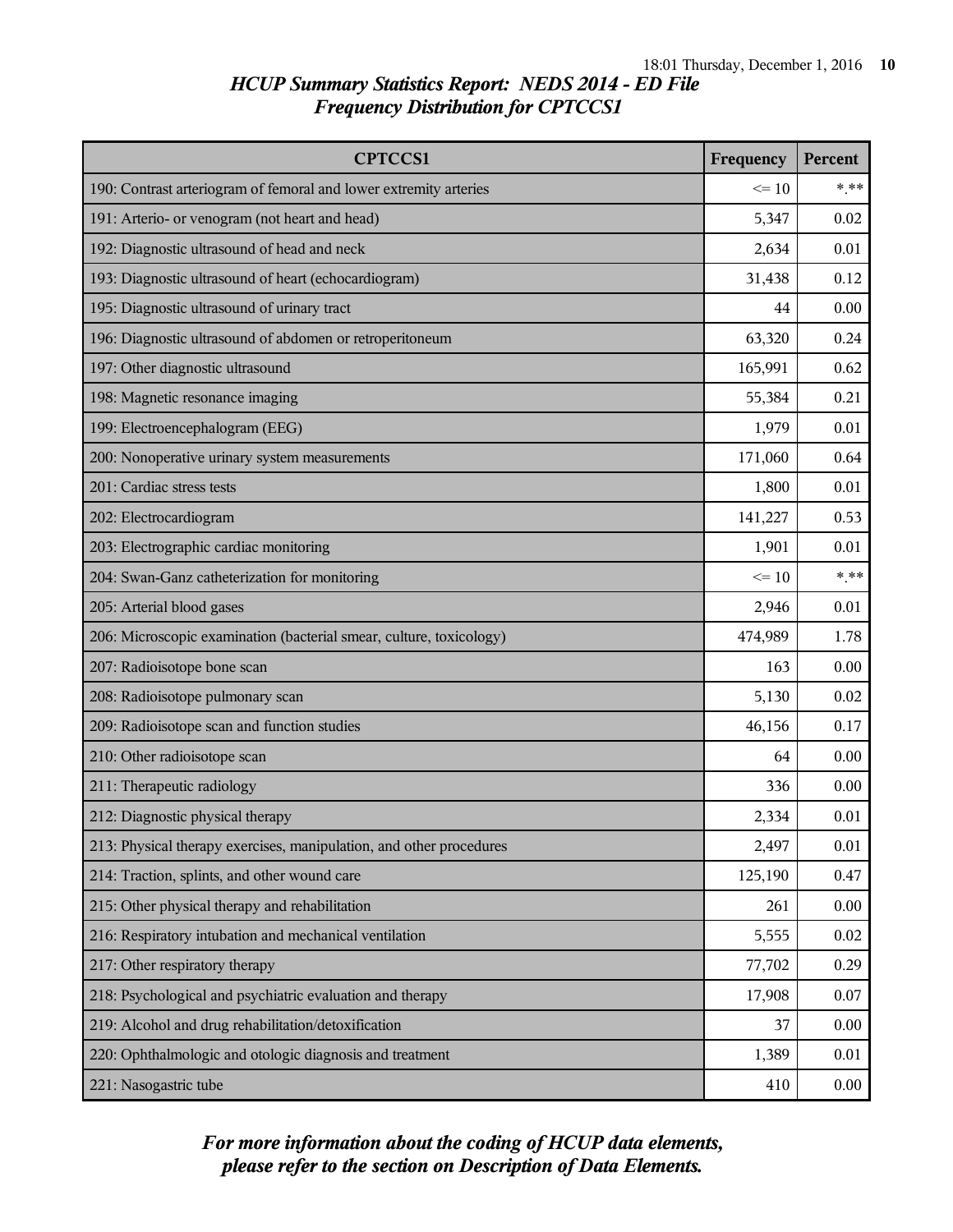# *HCUP Summary Statistics Report: NEDS 2014 - ED File*
## *Frequency Distribution for CPTCCS1*

| CPTCCS1 | Frequency | Percent |
|---|---|---|
| 190: Contrast arteriogram of femoral and lower extremity arteries | <= 10 | *.** |
| 191: Arterio- or venogram (not heart and head) | 5,347 | 0.02 |
| 192: Diagnostic ultrasound of head and neck | 2,634 | 0.01 |
| 193: Diagnostic ultrasound of heart (echocardiogram) | 31,438 | 0.12 |
| 195: Diagnostic ultrasound of urinary tract | 44 | 0.00 |
| 196: Diagnostic ultrasound of abdomen or retroperitoneum | 63,320 | 0.24 |
| 197: Other diagnostic ultrasound | 165,991 | 0.62 |
| 198: Magnetic resonance imaging | 55,384 | 0.21 |
| 199: Electroencephalogram (EEG) | 1,979 | 0.01 |
| 200: Nonoperative urinary system measurements | 171,060 | 0.64 |
| 201: Cardiac stress tests | 1,800 | 0.01 |
| 202: Electrocardiogram | 141,227 | 0.53 |
| 203: Electrographic cardiac monitoring | 1,901 | 0.01 |
| 204: Swan-Ganz catheterization for monitoring | <= 10 | *.** |
| 205: Arterial blood gases | 2,946 | 0.01 |
| 206: Microscopic examination (bacterial smear, culture, toxicology) | 474,989 | 1.78 |
| 207: Radioisotope bone scan | 163 | 0.00 |
| 208: Radioisotope pulmonary scan | 5,130 | 0.02 |
| 209: Radioisotope scan and function studies | 46,156 | 0.17 |
| 210: Other radioisotope scan | 64 | 0.00 |
| 211: Therapeutic radiology | 336 | 0.00 |
| 212: Diagnostic physical therapy | 2,334 | 0.01 |
| 213: Physical therapy exercises, manipulation, and other procedures | 2,497 | 0.01 |
| 214: Traction, splints, and other wound care | 125,190 | 0.47 |
| 215: Other physical therapy and rehabilitation | 261 | 0.00 |
| 216: Respiratory intubation and mechanical ventilation | 5,555 | 0.02 |
| 217: Other respiratory therapy | 77,702 | 0.29 |
| 218: Psychological and psychiatric evaluation and therapy | 17,908 | 0.07 |
| 219: Alcohol and drug rehabilitation/detoxification | 37 | 0.00 |
| 220: Ophthalmologic and otologic diagnosis and treatment | 1,389 | 0.01 |
| 221: Nasogastric tube | 410 | 0.00 |

***For more information about the coding of HCUP data elements, please refer to the section on Description of Data Elements.***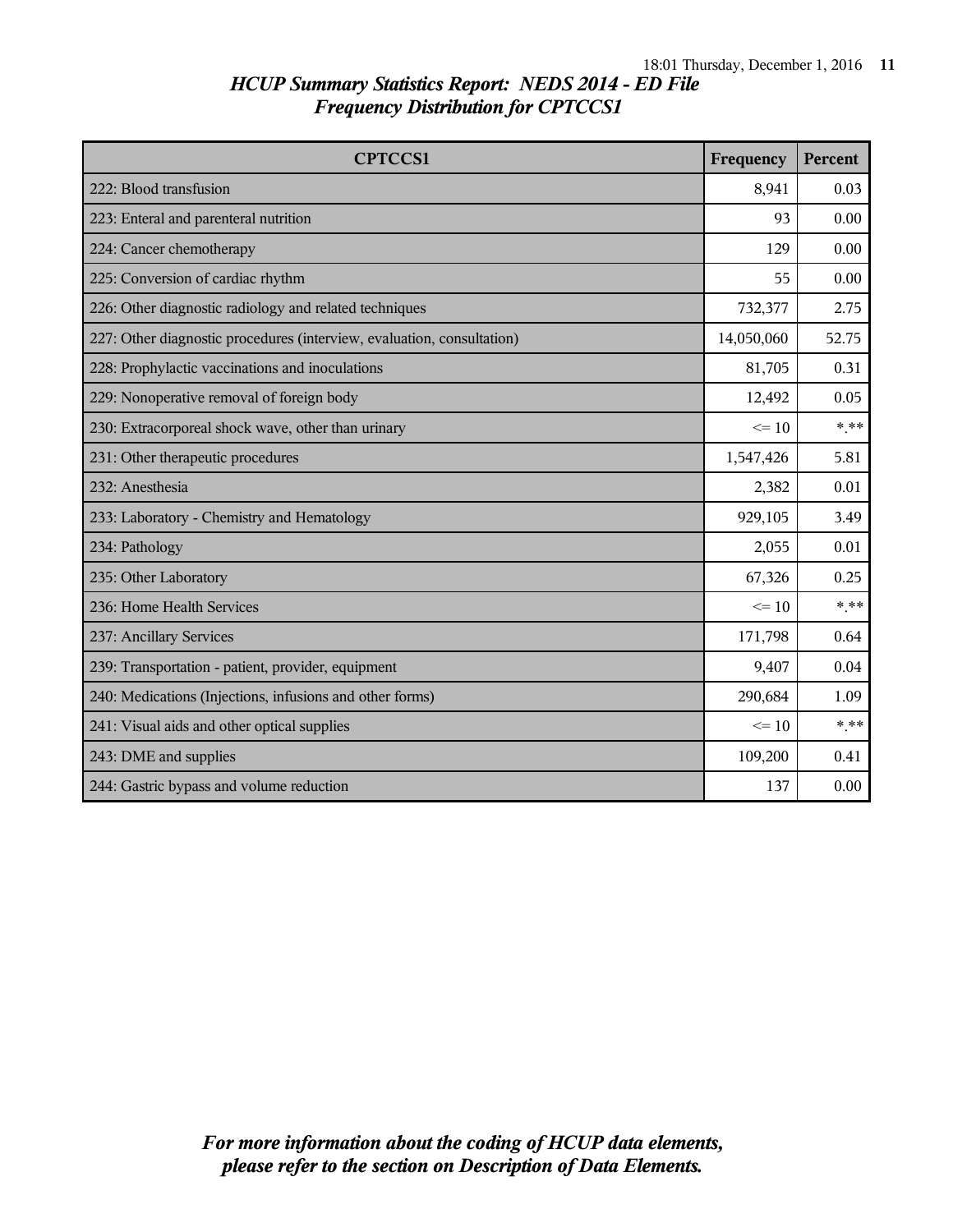## *HCUP Summary Statistics Report: NEDS 2014 - ED File*
## *Frequency Distribution for CPTCCS1*

| CPTCCS1 | Frequency | Percent |
|---|---|---|
| 222: Blood transfusion | 8,941 | 0.03 |
| 223: Enteral and parenteral nutrition | 93 | 0.00 |
| 224: Cancer chemotherapy | 129 | 0.00 |
| 225: Conversion of cardiac rhythm | 55 | 0.00 |
| 226: Other diagnostic radiology and related techniques | 732,377 | 2.75 |
| 227: Other diagnostic procedures (interview, evaluation, consultation) | 14,050,060 | 52.75 |
| 228: Prophylactic vaccinations and inoculations | 81,705 | 0.31 |
| 229: Nonoperative removal of foreign body | 12,492 | 0.05 |
| 230: Extracorporeal shock wave, other than urinary | <= 10 | *.** |
| 231: Other therapeutic procedures | 1,547,426 | 5.81 |
| 232: Anesthesia | 2,382 | 0.01 |
| 233: Laboratory - Chemistry and Hematology | 929,105 | 3.49 |
| 234: Pathology | 2,055 | 0.01 |
| 235: Other Laboratory | 67,326 | 0.25 |
| 236: Home Health Services | <= 10 | *.** |
| 237: Ancillary Services | 171,798 | 0.64 |
| 239: Transportation - patient, provider, equipment | 9,407 | 0.04 |
| 240: Medications (Injections, infusions and other forms) | 290,684 | 1.09 |
| 241: Visual aids and other optical supplies | <= 10 | *.** |
| 243: DME and supplies | 109,200 | 0.41 |
| 244: Gastric bypass and volume reduction | 137 | 0.00 |

***For more information about the coding of HCUP data elements, please refer to the section on Description of Data Elements.***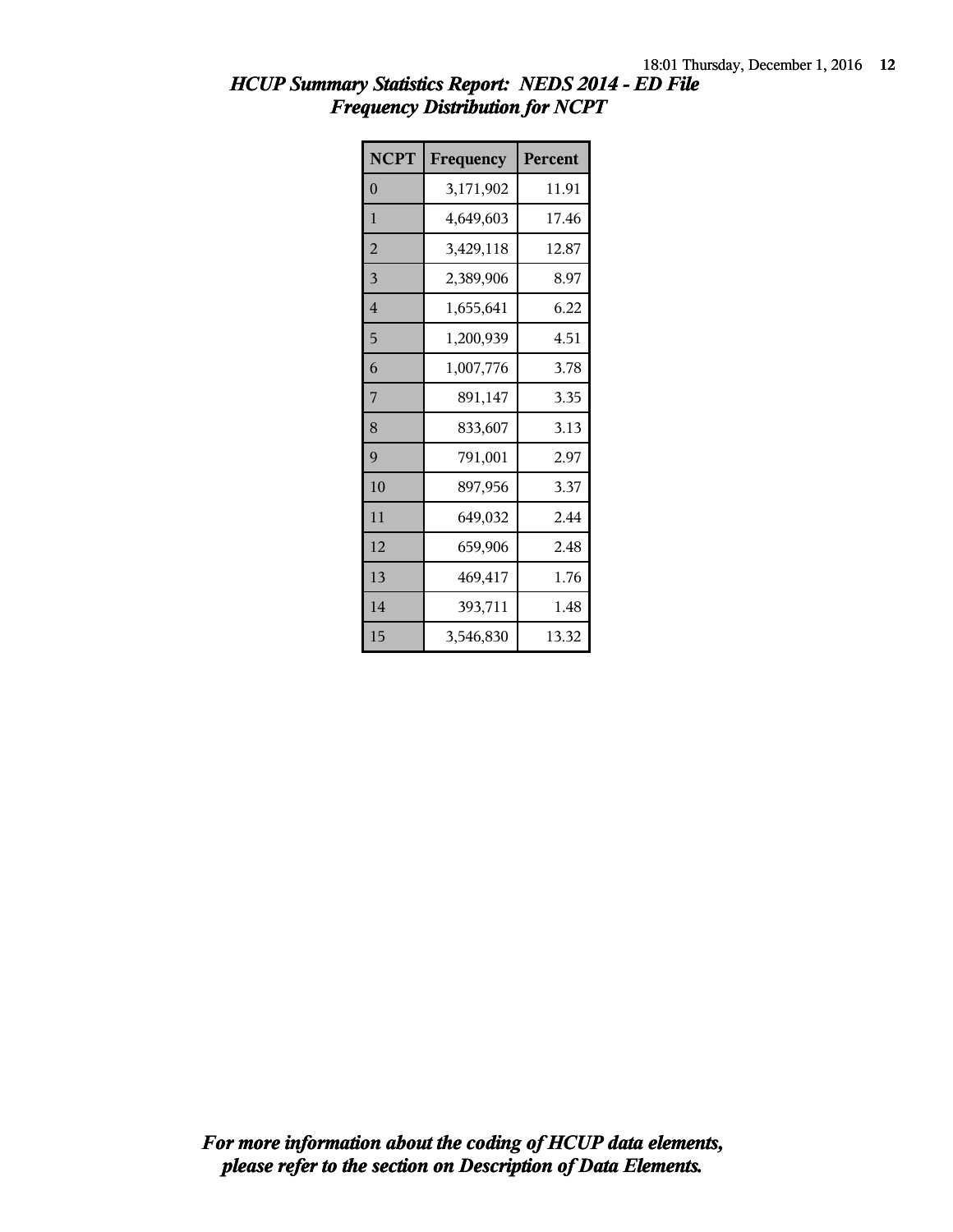## *HCUP Summary Statistics Report: NEDS 2014 - ED File*
## *Frequency Distribution for NCPT*

| NCPT | Frequency | Percent |
|---|---|---|
| 0 | 3,171,902 | 11.91 |
| 1 | 4,649,603 | 17.46 |
| 2 | 3,429,118 | 12.87 |
| 3 | 2,389,906 | 8.97 |
| 4 | 1,655,641 | 6.22 |
| 5 | 1,200,939 | 4.51 |
| 6 | 1,007,776 | 3.78 |
| 7 | 891,147 | 3.35 |
| 8 | 833,607 | 3.13 |
| 9 | 791,001 | 2.97 |
| 10 | 897,956 | 3.37 |
| 11 | 649,032 | 2.44 |
| 12 | 659,906 | 2.48 |
| 13 | 469,417 | 1.76 |
| 14 | 393,711 | 1.48 |
| 15 | 3,546,830 | 13.32 |

***For more information about the coding of HCUP data elements, please refer to the section on Description of Data Elements.***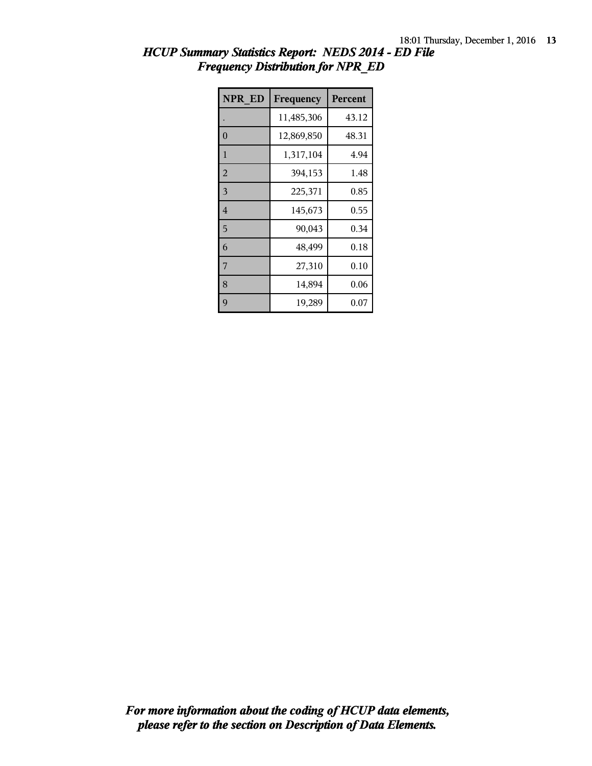# HCUP Summary Statistics Report: NEDS 2014 - ED File
## Frequency Distribution for NPR_ED

| NPR_ED | Frequency | Percent |
|---|---|---|
| . | 11,485,306 | 43.12 |
| 0 | 12,869,850 | 48.31 |
| 1 | 1,317,104 | 4.94 |
| 2 | 394,153 | 1.48 |
| 3 | 225,371 | 0.85 |
| 4 | 145,673 | 0.55 |
| 5 | 90,043 | 0.34 |
| 6 | 48,499 | 0.18 |
| 7 | 27,310 | 0.10 |
| 8 | 14,894 | 0.06 |
| 9 | 19,289 | 0.07 |

*For more information about the coding of HCUP data elements, please refer to the section on Description of Data Elements.*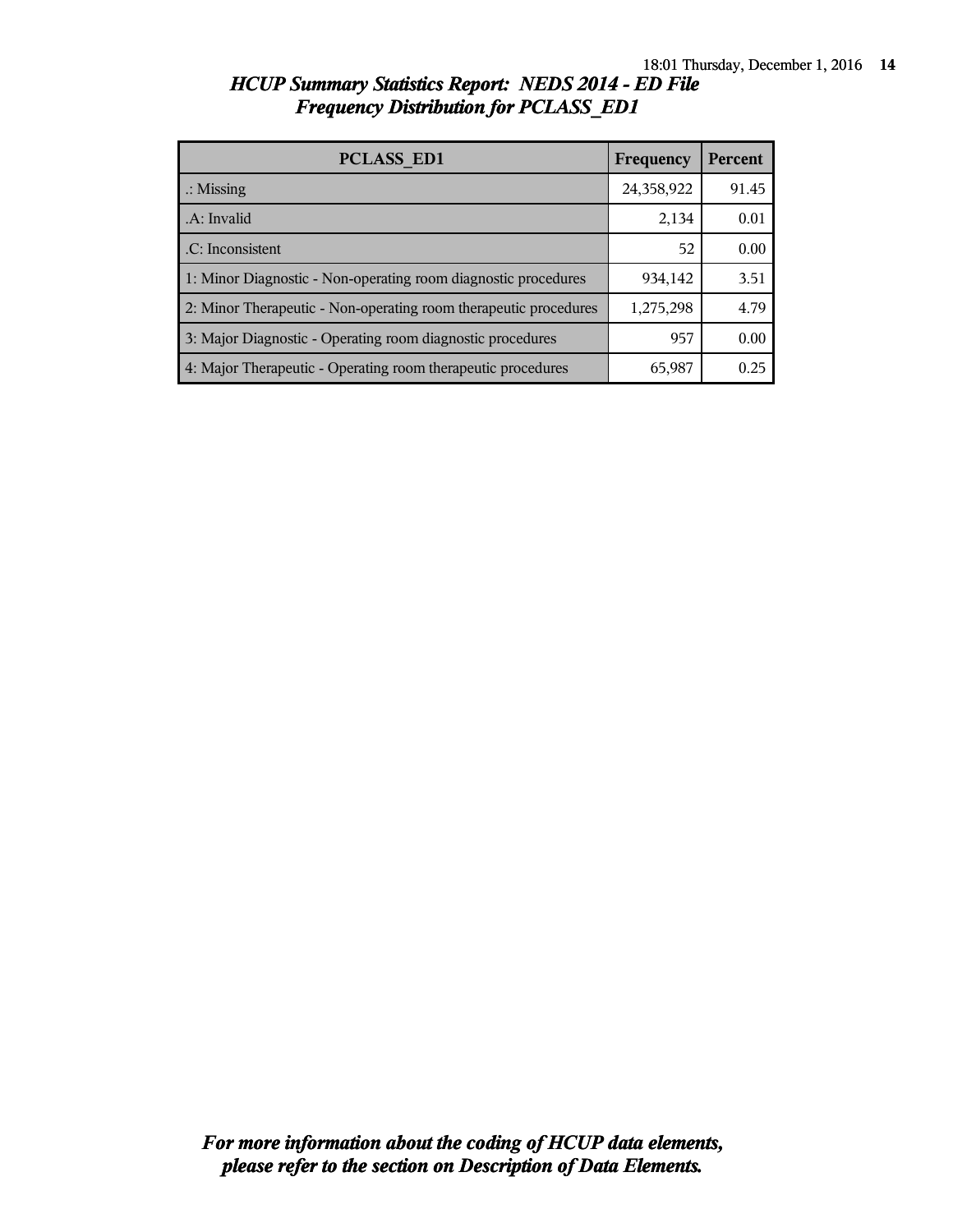## *HCUP Summary Statistics Report: NEDS 2014 - ED File*
## *Frequency Distribution for PCLASS_ED1*

| PCLASS_ED1 | Frequency | Percent |
|---|---|---|
| .: Missing | 24,358,922 | 91.45 |
| .A: Invalid | 2,134 | 0.01 |
| .C: Inconsistent | 52 | 0.00 |
| 1: Minor Diagnostic - Non-operating room diagnostic procedures | 934,142 | 3.51 |
| 2: Minor Therapeutic - Non-operating room therapeutic procedures | 1,275,298 | 4.79 |
| 3: Major Diagnostic - Operating room diagnostic procedures | 957 | 0.00 |
| 4: Major Therapeutic - Operating room therapeutic procedures | 65,987 | 0.25 |

*For more information about the coding of HCUP data elements, please refer to the section on Description of Data Elements.*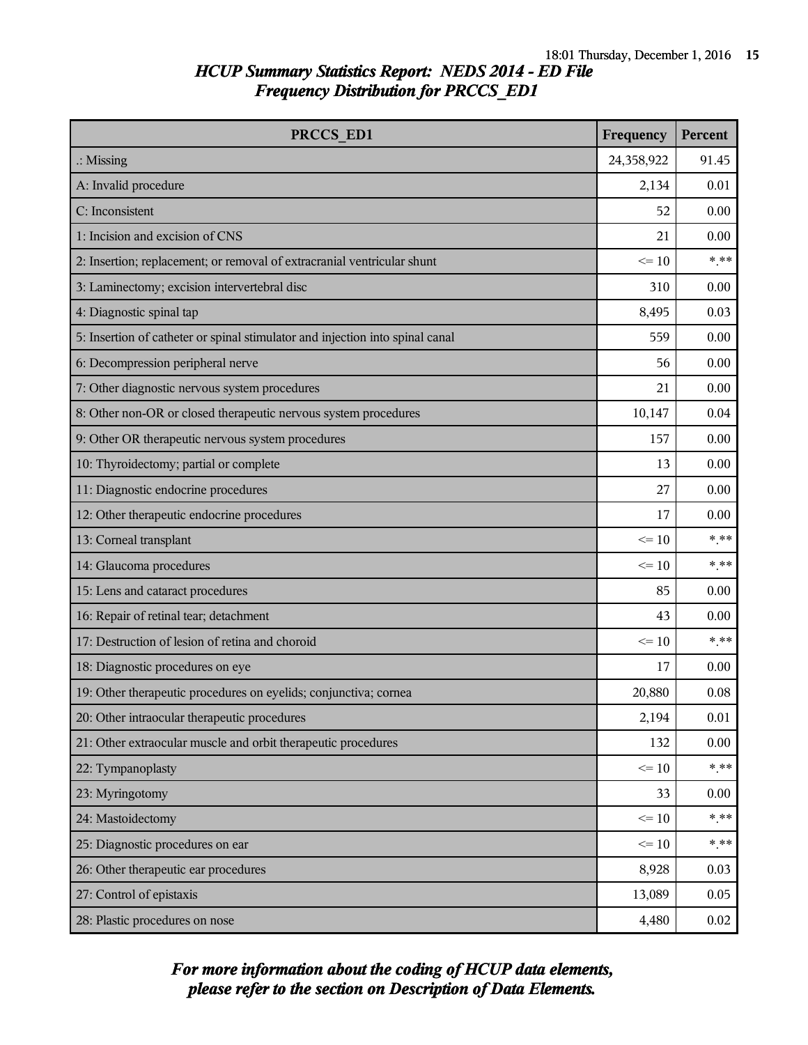## *HCUP Summary Statistics Report: NEDS 2014 - ED File*
## *Frequency Distribution for PRCCS_ED1*

| PRCCS_ED1 | Frequency | Percent |
|---|---|---|
| .: Missing | 24,358,922 | 91.45 |
| A: Invalid procedure | 2,134 | 0.01 |
| C: Inconsistent | 52 | 0.00 |
| 1: Incision and excision of CNS | 21 | 0.00 |
| 2: Insertion; replacement; or removal of extracranial ventricular shunt | <= 10 | *.** |
| 3: Laminectomy; excision intervertebral disc | 310 | 0.00 |
| 4: Diagnostic spinal tap | 8,495 | 0.03 |
| 5: Insertion of catheter or spinal stimulator and injection into spinal canal | 559 | 0.00 |
| 6: Decompression peripheral nerve | 56 | 0.00 |
| 7: Other diagnostic nervous system procedures | 21 | 0.00 |
| 8: Other non-OR or closed therapeutic nervous system procedures | 10,147 | 0.04 |
| 9: Other OR therapeutic nervous system procedures | 157 | 0.00 |
| 10: Thyroidectomy; partial or complete | 13 | 0.00 |
| 11: Diagnostic endocrine procedures | 27 | 0.00 |
| 12: Other therapeutic endocrine procedures | 17 | 0.00 |
| 13: Corneal transplant | <= 10 | *.** |
| 14: Glaucoma procedures | <= 10 | *.** |
| 15: Lens and cataract procedures | 85 | 0.00 |
| 16: Repair of retinal tear; detachment | 43 | 0.00 |
| 17: Destruction of lesion of retina and choroid | <= 10 | *.** |
| 18: Diagnostic procedures on eye | 17 | 0.00 |
| 19: Other therapeutic procedures on eyelids; conjunctiva; cornea | 20,880 | 0.08 |
| 20: Other intraocular therapeutic procedures | 2,194 | 0.01 |
| 21: Other extraocular muscle and orbit therapeutic procedures | 132 | 0.00 |
| 22: Tympanoplasty | <= 10 | *.** |
| 23: Myringotomy | 33 | 0.00 |
| 24: Mastoidectomy | <= 10 | *.** |
| 25: Diagnostic procedures on ear | <= 10 | *.** |
| 26: Other therapeutic ear procedures | 8,928 | 0.03 |
| 27: Control of epistaxis | 13,089 | 0.05 |
| 28: Plastic procedures on nose | 4,480 | 0.02 |

***For more information about the coding of HCUP data elements, please refer to the section on Description of Data Elements.***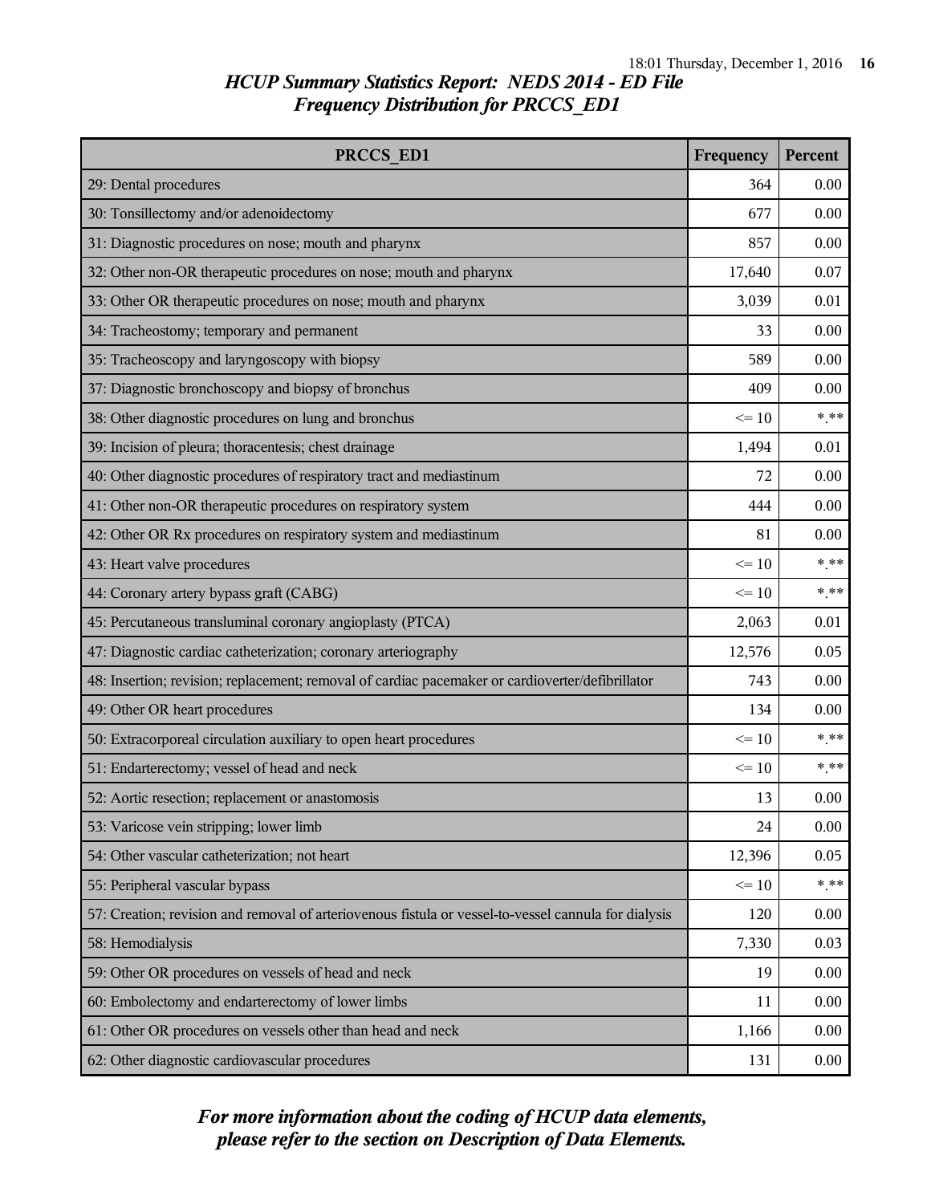## *HCUP Summary Statistics Report: NEDS 2014 - ED File*
## *Frequency Distribution for PRCCS_ED1*

| PRCCS_ED1 | Frequency | Percent |
|---|---|---|
| 29: Dental procedures | 364 | 0.00 |
| 30: Tonsillectomy and/or adenoidectomy | 677 | 0.00 |
| 31: Diagnostic procedures on nose; mouth and pharynx | 857 | 0.00 |
| 32: Other non-OR therapeutic procedures on nose; mouth and pharynx | 17,640 | 0.07 |
| 33: Other OR therapeutic procedures on nose; mouth and pharynx | 3,039 | 0.01 |
| 34: Tracheostomy; temporary and permanent | 33 | 0.00 |
| 35: Tracheoscopy and laryngoscopy with biopsy | 589 | 0.00 |
| 37: Diagnostic bronchoscopy and biopsy of bronchus | 409 | 0.00 |
| 38: Other diagnostic procedures on lung and bronchus | <= 10 | *.** |
| 39: Incision of pleura; thoracentesis; chest drainage | 1,494 | 0.01 |
| 40: Other diagnostic procedures of respiratory tract and mediastinum | 72 | 0.00 |
| 41: Other non-OR therapeutic procedures on respiratory system | 444 | 0.00 |
| 42: Other OR Rx procedures on respiratory system and mediastinum | 81 | 0.00 |
| 43: Heart valve procedures | <= 10 | *.** |
| 44: Coronary artery bypass graft (CABG) | <= 10 | *.** |
| 45: Percutaneous transluminal coronary angioplasty (PTCA) | 2,063 | 0.01 |
| 47: Diagnostic cardiac catheterization; coronary arteriography | 12,576 | 0.05 |
| 48: Insertion; revision; replacement; removal of cardiac pacemaker or cardioverter/defibrillator | 743 | 0.00 |
| 49: Other OR heart procedures | 134 | 0.00 |
| 50: Extracorporeal circulation auxiliary to open heart procedures | <= 10 | *.** |
| 51: Endarterectomy; vessel of head and neck | <= 10 | *.** |
| 52: Aortic resection; replacement or anastomosis | 13 | 0.00 |
| 53: Varicose vein stripping; lower limb | 24 | 0.00 |
| 54: Other vascular catheterization; not heart | 12,396 | 0.05 |
| 55: Peripheral vascular bypass | <= 10 | *.** |
| 57: Creation; revision and removal of arteriovenous fistula or vessel-to-vessel cannula for dialysis | 120 | 0.00 |
| 58: Hemodialysis | 7,330 | 0.03 |
| 59: Other OR procedures on vessels of head and neck | 19 | 0.00 |
| 60: Embolectomy and endarterectomy of lower limbs | 11 | 0.00 |
| 61: Other OR procedures on vessels other than head and neck | 1,166 | 0.00 |
| 62: Other diagnostic cardiovascular procedures | 131 | 0.00 |

***For more information about the coding of HCUP data elements, please refer to the section on Description of Data Elements.***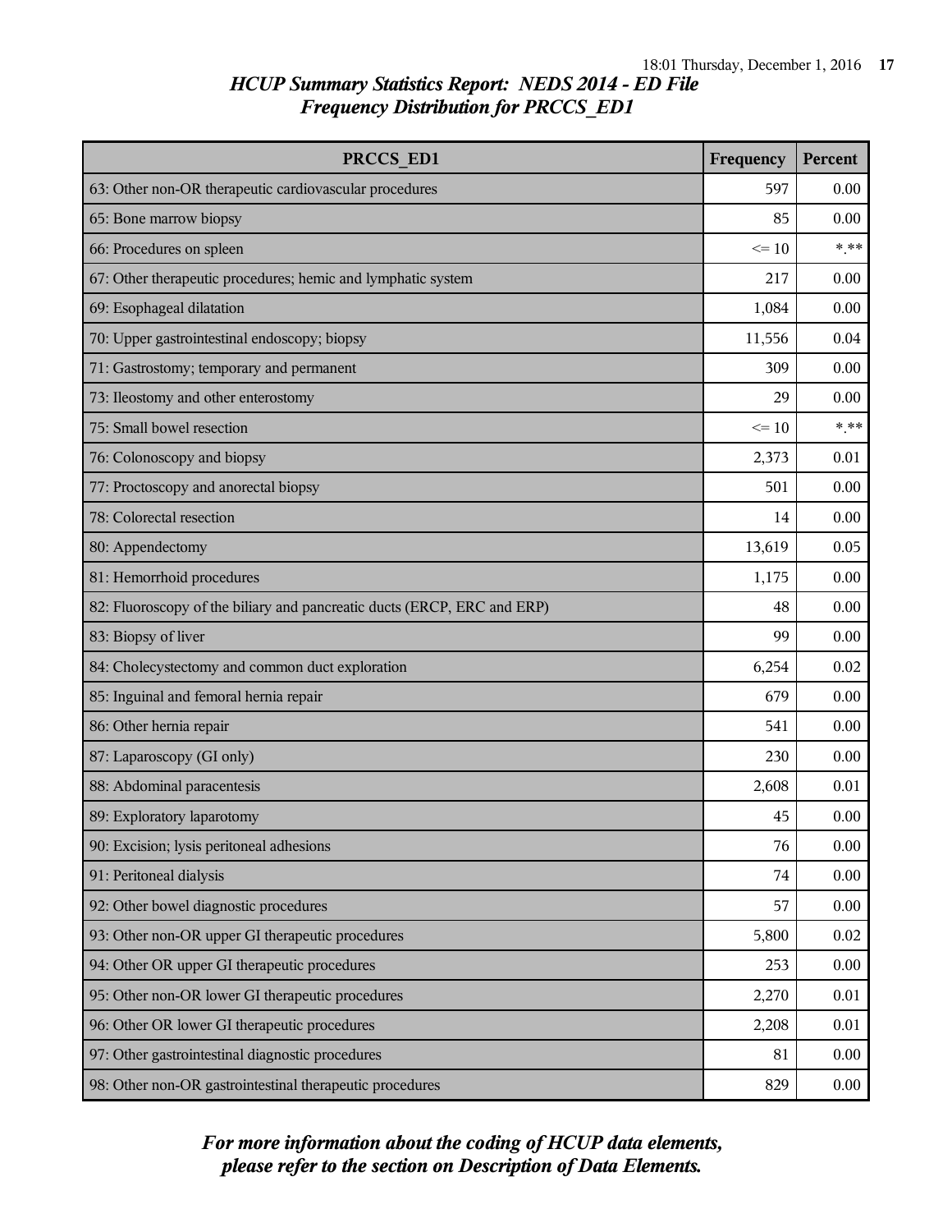*HCUP Summary Statistics Report: NEDS 2014 - ED File*
*Frequency Distribution for PRCCS_ED1*

| PRCCS_ED1 | Frequency | Percent |
|---|---|---|
| 63: Other non-OR therapeutic cardiovascular procedures | 597 | 0.00 |
| 65: Bone marrow biopsy | 85 | 0.00 |
| 66: Procedures on spleen | <= 10 | *.** |
| 67: Other therapeutic procedures; hemic and lymphatic system | 217 | 0.00 |
| 69: Esophageal dilatation | 1,084 | 0.00 |
| 70: Upper gastrointestinal endoscopy; biopsy | 11,556 | 0.04 |
| 71: Gastrostomy; temporary and permanent | 309 | 0.00 |
| 73: Ileostomy and other enterostomy | 29 | 0.00 |
| 75: Small bowel resection | <= 10 | *.** |
| 76: Colonoscopy and biopsy | 2,373 | 0.01 |
| 77: Proctoscopy and anorectal biopsy | 501 | 0.00 |
| 78: Colorectal resection | 14 | 0.00 |
| 80: Appendectomy | 13,619 | 0.05 |
| 81: Hemorrhoid procedures | 1,175 | 0.00 |
| 82: Fluoroscopy of the biliary and pancreatic ducts (ERCP, ERC and ERP) | 48 | 0.00 |
| 83: Biopsy of liver | 99 | 0.00 |
| 84: Cholecystectomy and common duct exploration | 6,254 | 0.02 |
| 85: Inguinal and femoral hernia repair | 679 | 0.00 |
| 86: Other hernia repair | 541 | 0.00 |
| 87: Laparoscopy (GI only) | 230 | 0.00 |
| 88: Abdominal paracentesis | 2,608 | 0.01 |
| 89: Exploratory laparotomy | 45 | 0.00 |
| 90: Excision; lysis peritoneal adhesions | 76 | 0.00 |
| 91: Peritoneal dialysis | 74 | 0.00 |
| 92: Other bowel diagnostic procedures | 57 | 0.00 |
| 93: Other non-OR upper GI therapeutic procedures | 5,800 | 0.02 |
| 94: Other OR upper GI therapeutic procedures | 253 | 0.00 |
| 95: Other non-OR lower GI therapeutic procedures | 2,270 | 0.01 |
| 96: Other OR lower GI therapeutic procedures | 2,208 | 0.01 |
| 97: Other gastrointestinal diagnostic procedures | 81 | 0.00 |
| 98: Other non-OR gastrointestinal therapeutic procedures | 829 | 0.00 |

***For more information about the coding of HCUP data elements, please refer to the section on Description of Data Elements.***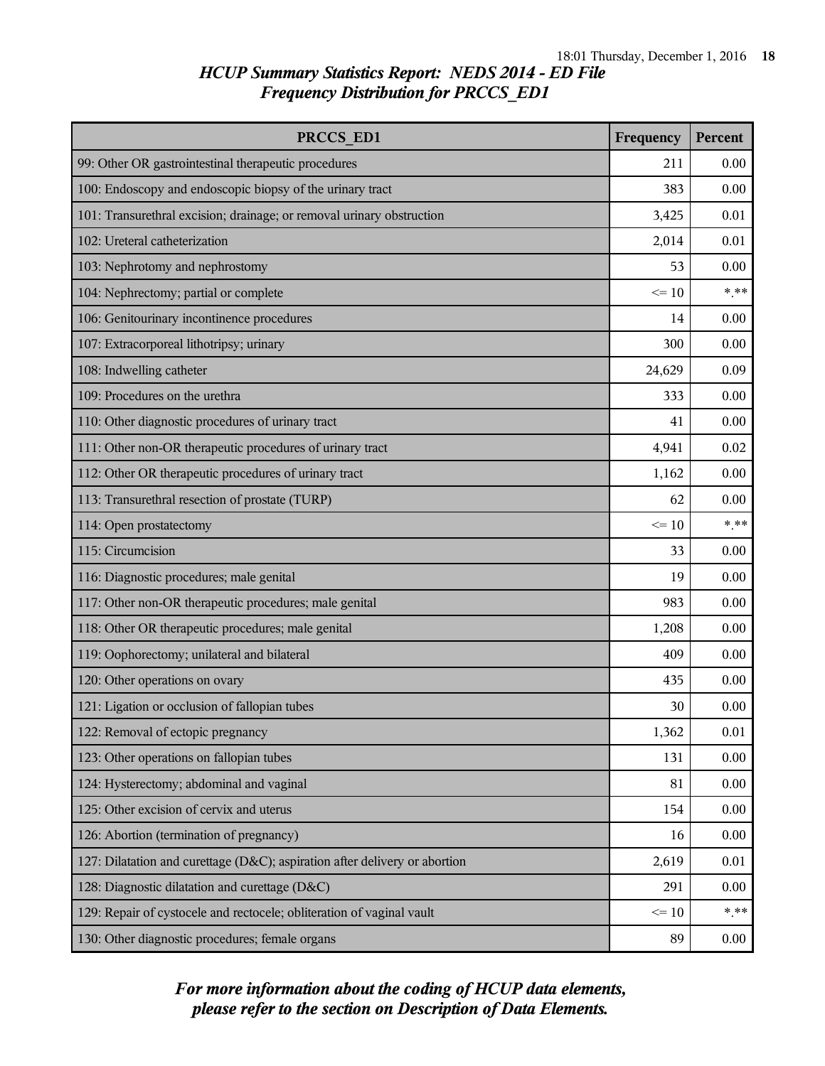# HCUP Summary Statistics Report: NEDS 2014 - ED File

## Frequency Distribution for PRCCS_ED1

| PRCCS_ED1 | Frequency | Percent |
|---|---|---|
| 99: Other OR gastrointestinal therapeutic procedures | 211 | 0.00 |
| 100: Endoscopy and endoscopic biopsy of the urinary tract | 383 | 0.00 |
| 101: Transurethral excision; drainage; or removal urinary obstruction | 3,425 | 0.01 |
| 102: Ureteral catheterization | 2,014 | 0.01 |
| 103: Nephrotomy and nephrostomy | 53 | 0.00 |
| 104: Nephrectomy; partial or complete | <= 10 | *.** |
| 106: Genitourinary incontinence procedures | 14 | 0.00 |
| 107: Extracorporeal lithotripsy; urinary | 300 | 0.00 |
| 108: Indwelling catheter | 24,629 | 0.09 |
| 109: Procedures on the urethra | 333 | 0.00 |
| 110: Other diagnostic procedures of urinary tract | 41 | 0.00 |
| 111: Other non-OR therapeutic procedures of urinary tract | 4,941 | 0.02 |
| 112: Other OR therapeutic procedures of urinary tract | 1,162 | 0.00 |
| 113: Transurethral resection of prostate (TURP) | 62 | 0.00 |
| 114: Open prostatectomy | <= 10 | *.** |
| 115: Circumcision | 33 | 0.00 |
| 116: Diagnostic procedures; male genital | 19 | 0.00 |
| 117: Other non-OR therapeutic procedures; male genital | 983 | 0.00 |
| 118: Other OR therapeutic procedures; male genital | 1,208 | 0.00 |
| 119: Oophorectomy; unilateral and bilateral | 409 | 0.00 |
| 120: Other operations on ovary | 435 | 0.00 |
| 121: Ligation or occlusion of fallopian tubes | 30 | 0.00 |
| 122: Removal of ectopic pregnancy | 1,362 | 0.01 |
| 123: Other operations on fallopian tubes | 131 | 0.00 |
| 124: Hysterectomy; abdominal and vaginal | 81 | 0.00 |
| 125: Other excision of cervix and uterus | 154 | 0.00 |
| 126: Abortion (termination of pregnancy) | 16 | 0.00 |
| 127: Dilatation and curettage (D&C); aspiration after delivery or abortion | 2,619 | 0.01 |
| 128: Diagnostic dilatation and curettage (D&C) | 291 | 0.00 |
| 129: Repair of cystocele and rectocele; obliteration of vaginal vault | <= 10 | *.** |
| 130: Other diagnostic procedures; female organs | 89 | 0.00 |

*For more information about the coding of HCUP data elements, please refer to the section on Description of Data Elements.*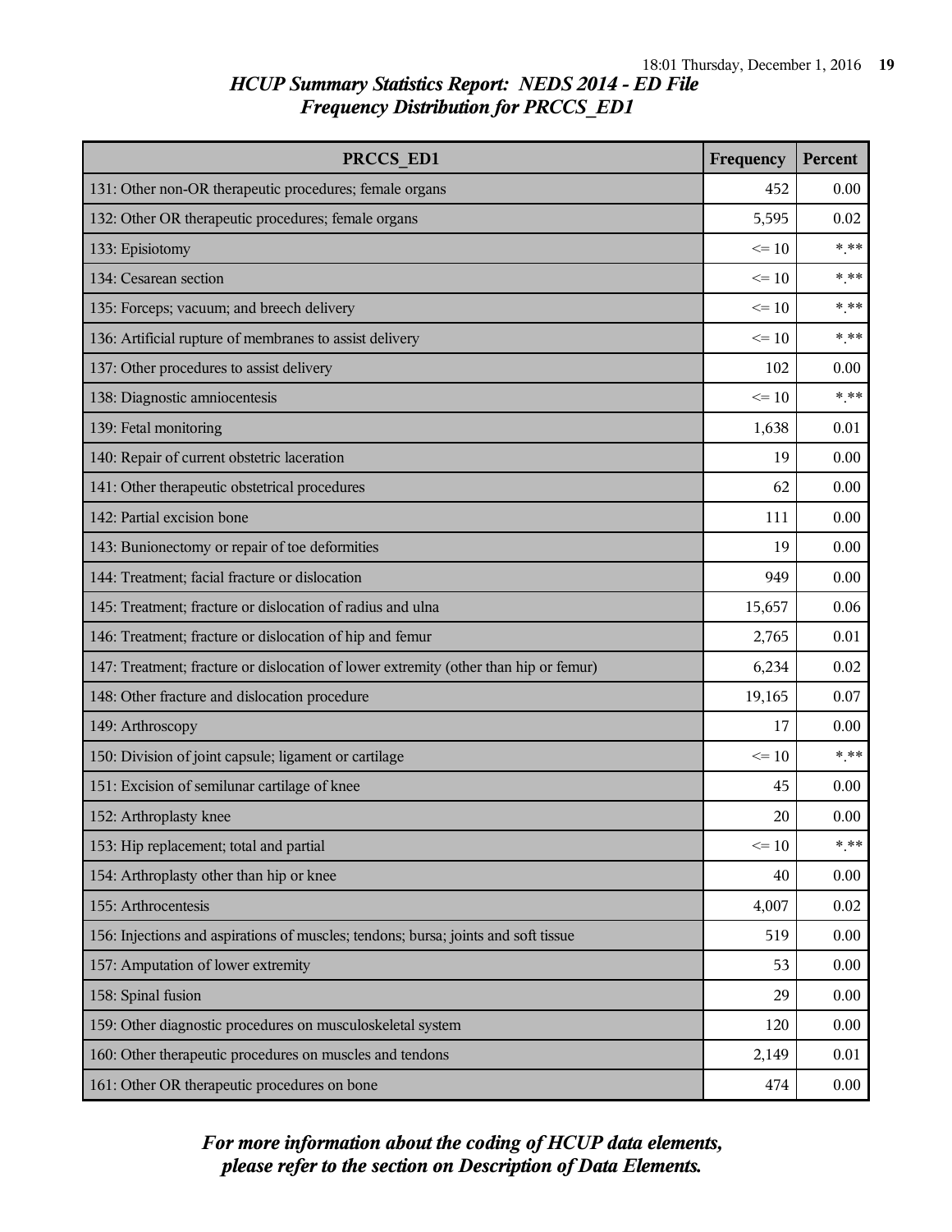## *HCUP Summary Statistics Report: NEDS 2014 - ED File*
## *Frequency Distribution for PRCCS_ED1*

| PRCCS_ED1 | Frequency | Percent |
|---|---|---|
| 131: Other non-OR therapeutic procedures; female organs | 452 | 0.00 |
| 132: Other OR therapeutic procedures; female organs | 5,595 | 0.02 |
| 133: Episiotomy | <= 10 | *.** |
| 134: Cesarean section | <= 10 | *.** |
| 135: Forceps; vacuum; and breech delivery | <= 10 | *.** |
| 136: Artificial rupture of membranes to assist delivery | <= 10 | *.** |
| 137: Other procedures to assist delivery | 102 | 0.00 |
| 138: Diagnostic amniocentesis | <= 10 | *.** |
| 139: Fetal monitoring | 1,638 | 0.01 |
| 140: Repair of current obstetric laceration | 19 | 0.00 |
| 141: Other therapeutic obstetrical procedures | 62 | 0.00 |
| 142: Partial excision bone | 111 | 0.00 |
| 143: Bunionectomy or repair of toe deformities | 19 | 0.00 |
| 144: Treatment; facial fracture or dislocation | 949 | 0.00 |
| 145: Treatment; fracture or dislocation of radius and ulna | 15,657 | 0.06 |
| 146: Treatment; fracture or dislocation of hip and femur | 2,765 | 0.01 |
| 147: Treatment; fracture or dislocation of lower extremity (other than hip or femur) | 6,234 | 0.02 |
| 148: Other fracture and dislocation procedure | 19,165 | 0.07 |
| 149: Arthroscopy | 17 | 0.00 |
| 150: Division of joint capsule; ligament or cartilage | <= 10 | *.** |
| 151: Excision of semilunar cartilage of knee | 45 | 0.00 |
| 152: Arthroplasty knee | 20 | 0.00 |
| 153: Hip replacement; total and partial | <= 10 | *.** |
| 154: Arthroplasty other than hip or knee | 40 | 0.00 |
| 155: Arthrocentesis | 4,007 | 0.02 |
| 156: Injections and aspirations of muscles; tendons; bursa; joints and soft tissue | 519 | 0.00 |
| 157: Amputation of lower extremity | 53 | 0.00 |
| 158: Spinal fusion | 29 | 0.00 |
| 159: Other diagnostic procedures on musculoskeletal system | 120 | 0.00 |
| 160: Other therapeutic procedures on muscles and tendons | 2,149 | 0.01 |
| 161: Other OR therapeutic procedures on bone | 474 | 0.00 |

***For more information about the coding of HCUP data elements, please refer to the section on Description of Data Elements.***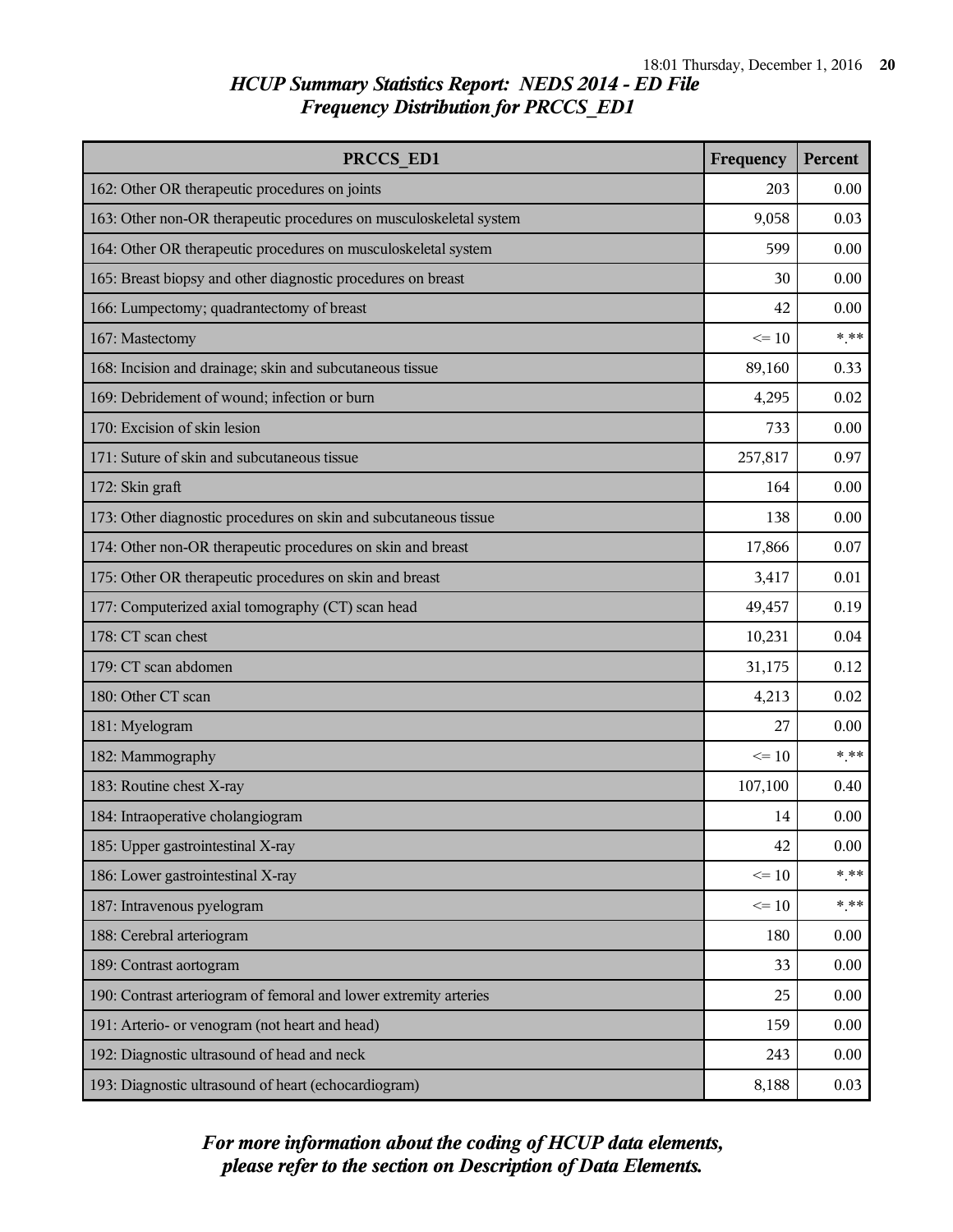# *HCUP Summary Statistics Report: NEDS 2014 - ED File*
## *Frequency Distribution for PRCCS_ED1*

| PRCCS_ED1 | Frequency | Percent |
|---|---|---|
| 162: Other OR therapeutic procedures on joints | 203 | 0.00 |
| 163: Other non-OR therapeutic procedures on musculoskeletal system | 9,058 | 0.03 |
| 164: Other OR therapeutic procedures on musculoskeletal system | 599 | 0.00 |
| 165: Breast biopsy and other diagnostic procedures on breast | 30 | 0.00 |
| 166: Lumpectomy; quadrantectomy of breast | 42 | 0.00 |
| 167: Mastectomy | <= 10 | *.** |
| 168: Incision and drainage; skin and subcutaneous tissue | 89,160 | 0.33 |
| 169: Debridement of wound; infection or burn | 4,295 | 0.02 |
| 170: Excision of skin lesion | 733 | 0.00 |
| 171: Suture of skin and subcutaneous tissue | 257,817 | 0.97 |
| 172: Skin graft | 164 | 0.00 |
| 173: Other diagnostic procedures on skin and subcutaneous tissue | 138 | 0.00 |
| 174: Other non-OR therapeutic procedures on skin and breast | 17,866 | 0.07 |
| 175: Other OR therapeutic procedures on skin and breast | 3,417 | 0.01 |
| 177: Computerized axial tomography (CT) scan head | 49,457 | 0.19 |
| 178: CT scan chest | 10,231 | 0.04 |
| 179: CT scan abdomen | 31,175 | 0.12 |
| 180: Other CT scan | 4,213 | 0.02 |
| 181: Myelogram | 27 | 0.00 |
| 182: Mammography | <= 10 | *.** |
| 183: Routine chest X-ray | 107,100 | 0.40 |
| 184: Intraoperative cholangiogram | 14 | 0.00 |
| 185: Upper gastrointestinal X-ray | 42 | 0.00 |
| 186: Lower gastrointestinal X-ray | <= 10 | *.** |
| 187: Intravenous pyelogram | <= 10 | *.** |
| 188: Cerebral arteriogram | 180 | 0.00 |
| 189: Contrast aortogram | 33 | 0.00 |
| 190: Contrast arteriogram of femoral and lower extremity arteries | 25 | 0.00 |
| 191: Arterio- or venogram (not heart and head) | 159 | 0.00 |
| 192: Diagnostic ultrasound of head and neck | 243 | 0.00 |
| 193: Diagnostic ultrasound of heart (echocardiogram) | 8,188 | 0.03 |

***For more information about the coding of HCUP data elements, please refer to the section on Description of Data Elements.***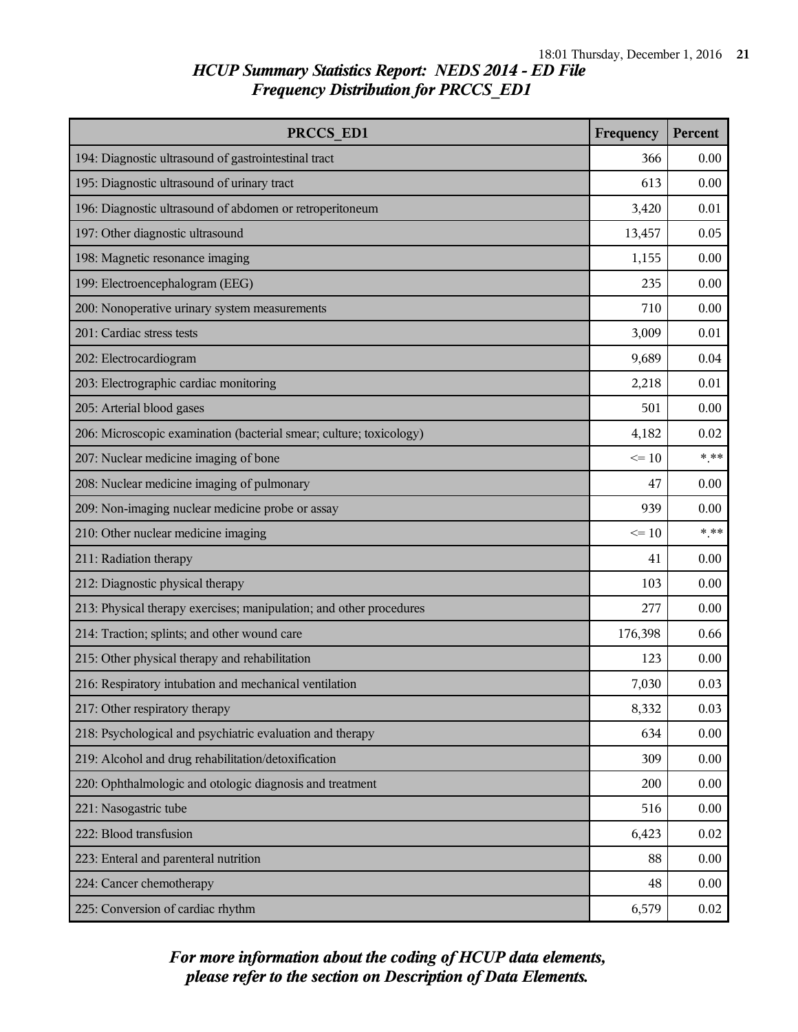# *HCUP Summary Statistics Report: NEDS 2014 - ED File*
## *Frequency Distribution for PRCCS_ED1*

| PRCCS_ED1 | Frequency | Percent |
|---|---|---|
| 194: Diagnostic ultrasound of gastrointestinal tract | 366 | 0.00 |
| 195: Diagnostic ultrasound of urinary tract | 613 | 0.00 |
| 196: Diagnostic ultrasound of abdomen or retroperitoneum | 3,420 | 0.01 |
| 197: Other diagnostic ultrasound | 13,457 | 0.05 |
| 198: Magnetic resonance imaging | 1,155 | 0.00 |
| 199: Electroencephalogram (EEG) | 235 | 0.00 |
| 200: Nonoperative urinary system measurements | 710 | 0.00 |
| 201: Cardiac stress tests | 3,009 | 0.01 |
| 202: Electrocardiogram | 9,689 | 0.04 |
| 203: Electrographic cardiac monitoring | 2,218 | 0.01 |
| 205: Arterial blood gases | 501 | 0.00 |
| 206: Microscopic examination (bacterial smear; culture; toxicology) | 4,182 | 0.02 |
| 207: Nuclear medicine imaging of bone | <= 10 | *.** |
| 208: Nuclear medicine imaging of pulmonary | 47 | 0.00 |
| 209: Non-imaging nuclear medicine probe or assay | 939 | 0.00 |
| 210: Other nuclear medicine imaging | <= 10 | *.** |
| 211: Radiation therapy | 41 | 0.00 |
| 212: Diagnostic physical therapy | 103 | 0.00 |
| 213: Physical therapy exercises; manipulation; and other procedures | 277 | 0.00 |
| 214: Traction; splints; and other wound care | 176,398 | 0.66 |
| 215: Other physical therapy and rehabilitation | 123 | 0.00 |
| 216: Respiratory intubation and mechanical ventilation | 7,030 | 0.03 |
| 217: Other respiratory therapy | 8,332 | 0.03 |
| 218: Psychological and psychiatric evaluation and therapy | 634 | 0.00 |
| 219: Alcohol and drug rehabilitation/detoxification | 309 | 0.00 |
| 220: Ophthalmologic and otologic diagnosis and treatment | 200 | 0.00 |
| 221: Nasogastric tube | 516 | 0.00 |
| 222: Blood transfusion | 6,423 | 0.02 |
| 223: Enteral and parenteral nutrition | 88 | 0.00 |
| 224: Cancer chemotherapy | 48 | 0.00 |
| 225: Conversion of cardiac rhythm | 6,579 | 0.02 |

***For more information about the coding of HCUP data elements, please refer to the section on Description of Data Elements.***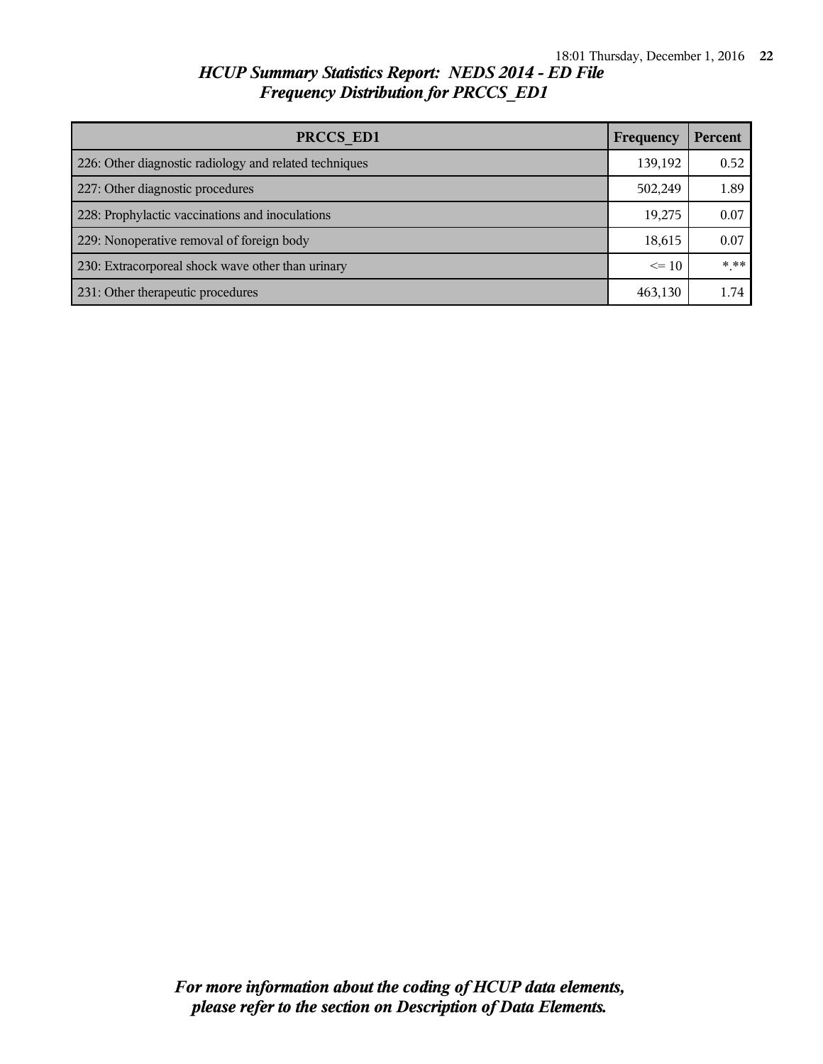## *HCUP Summary Statistics Report: NEDS 2014 - ED File*
## *Frequency Distribution for PRCCS_ED1*

| PRCCS_ED1 | Frequency | Percent |
|---|---|---|
| 226: Other diagnostic radiology and related techniques | 139,192 | 0.52 |
| 227: Other diagnostic procedures | 502,249 | 1.89 |
| 228: Prophylactic vaccinations and inoculations | 19,275 | 0.07 |
| 229: Nonoperative removal of foreign body | 18,615 | 0.07 |
| 230: Extracorporeal shock wave other than urinary | <= 10 | *.** |
| 231: Other therapeutic procedures | 463,130 | 1.74 |

***For more information about the coding of HCUP data elements, please refer to the section on Description of Data Elements.***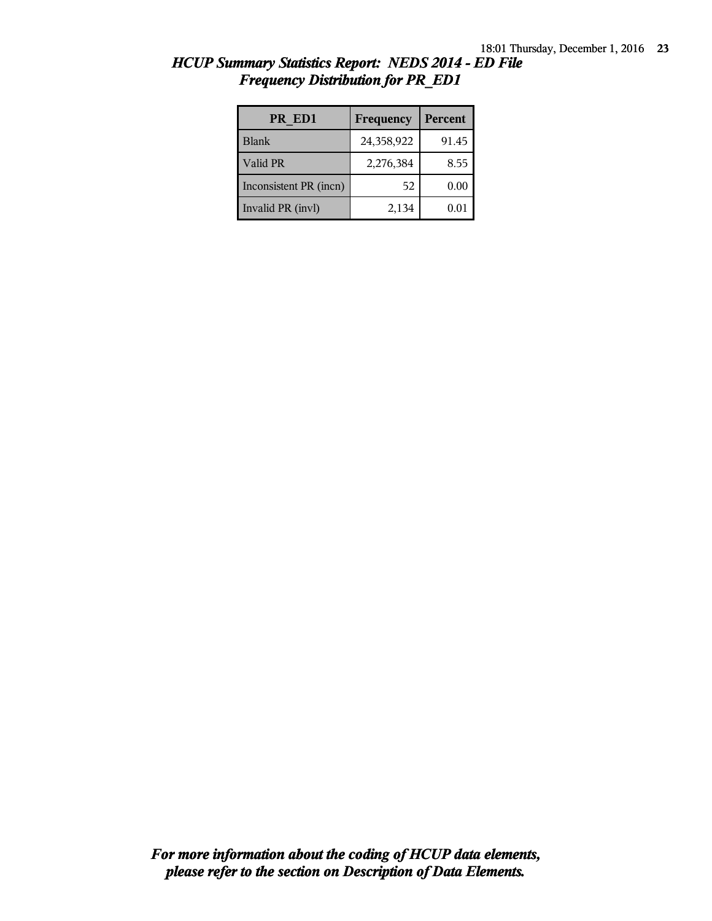## *HCUP Summary Statistics Report: NEDS 2014 - ED File*
## *Frequency Distribution for PR_ED1*

| PR_ED1 | Frequency | Percent |
|---|---|---|
| Blank | 24,358,922 | 91.45 |
| Valid PR | 2,276,384 | 8.55 |
| Inconsistent PR (incn) | 52 | 0.00 |
| Invalid PR (invl) | 2,134 | 0.01 |

***For more information about the coding of HCUP data elements, please refer to the section on Description of Data Elements.***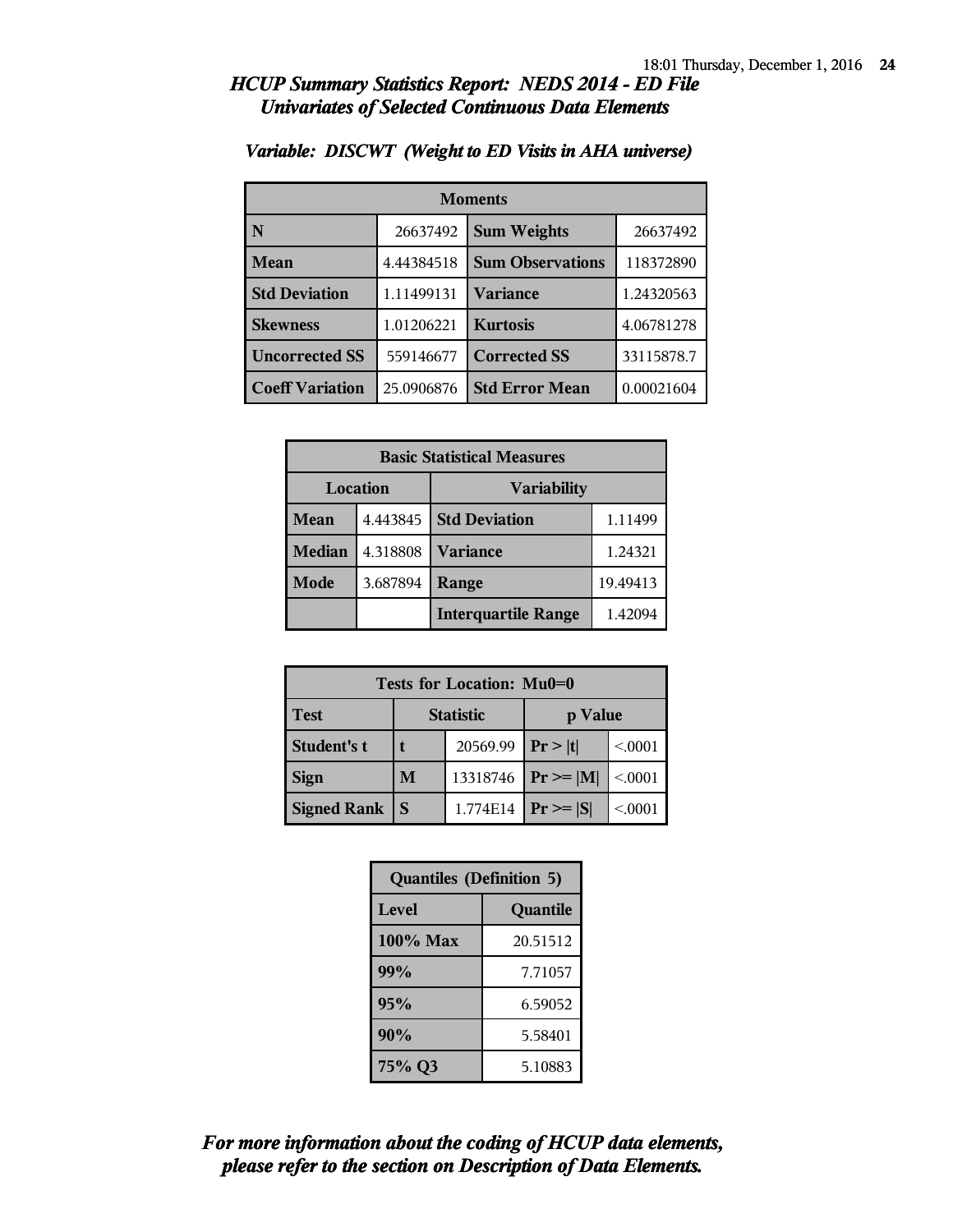## *HCUP Summary Statistics Report: NEDS 2014 - ED File*
## *Univariates of Selected Continuous Data Elements*

### *Variable: DISCWT (Weight to ED Visits in AHA universe)*

| Moments | | | |
|---|---|---|---|
| **N** | 26637492 | **Sum Weights** | 26637492 |
| **Mean** | 4.44384518 | **Sum Observations** | 118372890 |
| **Std Deviation** | 1.11499131 | **Variance** | 1.24320563 |
| **Skewness** | 1.01206221 | **Kurtosis** | 4.06781278 |
| **Uncorrected SS** | 559146677 | **Corrected SS** | 33115878.7 |
| **Coeff Variation** | 25.0906876 | **Std Error Mean** | 0.00021604 |

| Basic Statistical Measures | | | |
|---|---|---|---|
| **Location** | | **Variability** | |
| **Mean** | 4.443845 | **Std Deviation** | 1.11499 |
| **Median** | 4.318808 | **Variance** | 1.24321 |
| **Mode** | 3.687894 | **Range** | 19.49413 |
| | | **Interquartile Range** | 1.42094 |

| Tests for Location: Mu0=0 | | | | |
|---|---|---|---|---|
| **Test** | **Statistic** | | **p Value** | |
| **Student's t** | **t** | 20569.99 | **Pr > \|t\|** | <.0001 |
| **Sign** | **M** | 13318746 | **Pr >= \|M\|** | <.0001 |
| **Signed Rank** | **S** | 1.774E14 | **Pr >= \|S\|** | <.0001 |

| Quantiles (Definition 5) | |
|---|---|
| **Level** | **Quantile** |
| **100% Max** | 20.51512 |
| **99%** | 7.71057 |
| **95%** | 6.59052 |
| **90%** | 5.58401 |
| **75% Q3** | 5.10883 |

***For more information about the coding of HCUP data elements, please refer to the section on Description of Data Elements.***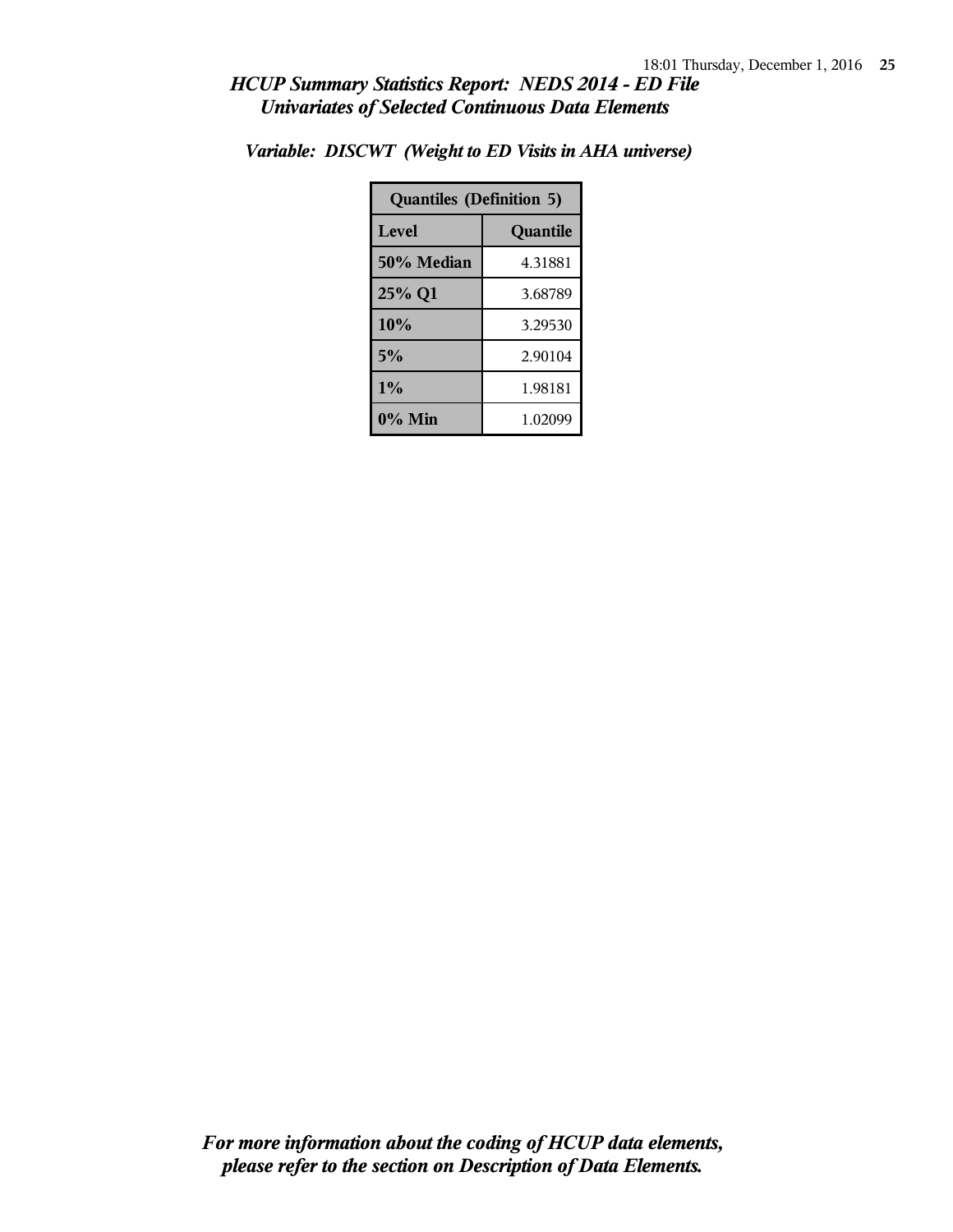## *HCUP Summary Statistics Report: NEDS 2014 - ED File*
## *Univariates of Selected Continuous Data Elements*

### *Variable: DISCWT (Weight to ED Visits in AHA universe)*

| Quantiles (Definition 5) | |
|---|---|
| **Level** | **Quantile** |
| **50% Median** | 4.31881 |
| **25% Q1** | 3.68789 |
| **10%** | 3.29530 |
| **5%** | 2.90104 |
| **1%** | 1.98181 |
| **0% Min** | 1.02099 |

***For more information about the coding of HCUP data elements, please refer to the section on Description of Data Elements.***